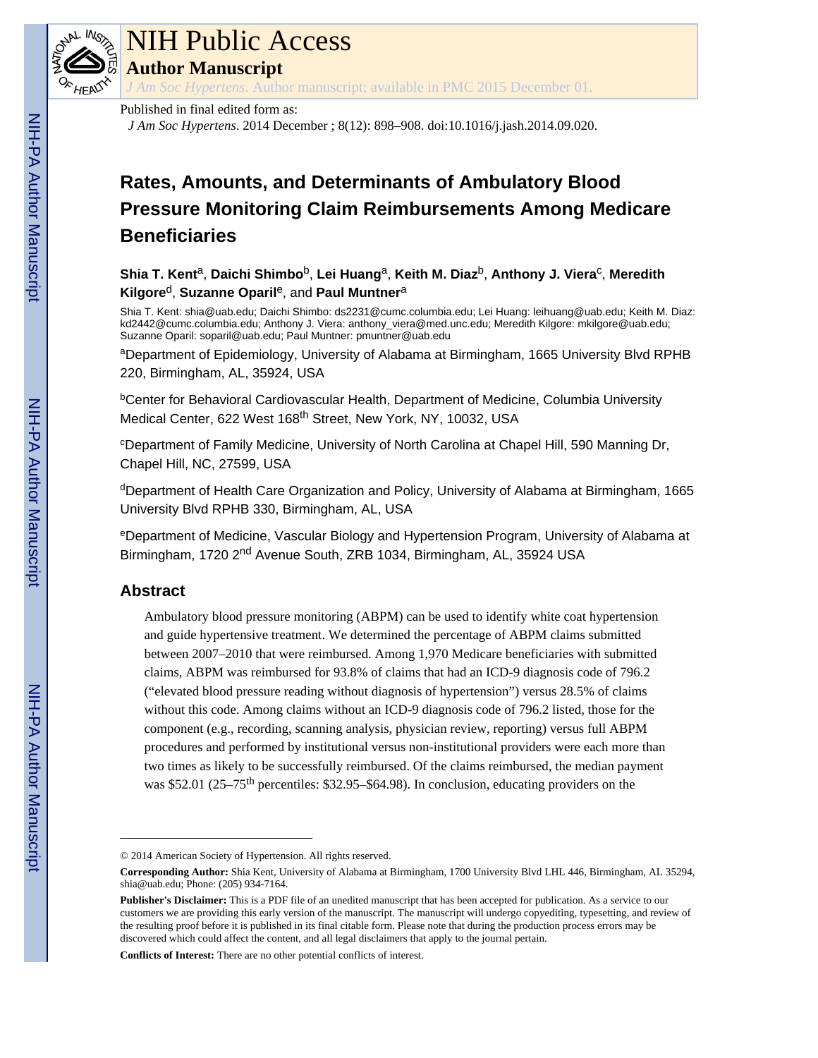Published in final edited form as:

*J Am Soc Hypertens*. 2014 December ; 8(12): 898–908. doi:10.1016/j.jash.2014.09.020.

# Rates, Amounts, and Determinants of Ambulatory Blood Pressure Monitoring Claim Reimbursements Among Medicare Beneficiaries

**Shia T. Kent**[a], **Daichi Shimbo**[b], **Lei Huang**[a], **Keith M. Diaz**[b], **Anthony J. Viera**[c], **Meredith Kilgore**[d], **Suzanne Oparil**[e], and **Paul Muntner**[a]

Shia T. Kent: shia@uab.edu; Daichi Shimbo: ds2231@cumc.columbia.edu; Lei Huang: leihuang@uab.edu; Keith M. Diaz: kd2442@cumc.columbia.edu; Anthony J. Viera: anthony_viera@med.unc.edu; Meredith Kilgore: mkilgore@uab.edu; Suzanne Oparil: soparil@uab.edu; Paul Muntner: pmuntner@uab.edu

[a]Department of Epidemiology, University of Alabama at Birmingham, 1665 University Blvd RPHB 220, Birmingham, AL, 35924, USA

[b]Center for Behavioral Cardiovascular Health, Department of Medicine, Columbia University Medical Center, 622 West 168th Street, New York, NY, 10032, USA

[c]Department of Family Medicine, University of North Carolina at Chapel Hill, 590 Manning Dr, Chapel Hill, NC, 27599, USA

[d]Department of Health Care Organization and Policy, University of Alabama at Birmingham, 1665 University Blvd RPHB 330, Birmingham, AL, USA

[e]Department of Medicine, Vascular Biology and Hypertension Program, University of Alabama at Birmingham, 1720 2nd Avenue South, ZRB 1034, Birmingham, AL, 35924 USA

## Abstract

Ambulatory blood pressure monitoring (ABPM) can be used to identify white coat hypertension and guide hypertensive treatment. We determined the percentage of ABPM claims submitted between 2007–2010 that were reimbursed. Among 1,970 Medicare beneficiaries with submitted claims, ABPM was reimbursed for 93.8% of claims that had an ICD-9 diagnosis code of 796.2 ("elevated blood pressure reading without diagnosis of hypertension") versus 28.5% of claims without this code. Among claims without an ICD-9 diagnosis code of 796.2 listed, those for the component (e.g., recording, scanning analysis, physician review, reporting) versus full ABPM procedures and performed by institutional versus non-institutional providers were each more than two times as likely to be successfully reimbursed. Of the claims reimbursed, the median payment was $52.01 (25–75th percentiles: $32.95–$64.98). In conclusion, educating providers on the

---

© 2014 American Society of Hypertension. All rights reserved.

**Corresponding Author:** Shia Kent, University of Alabama at Birmingham, 1700 University Blvd LHL 446, Birmingham, AL 35294, shia@uab.edu; Phone: (205) 934-7164.

**Publisher's Disclaimer:** This is a PDF file of an unedited manuscript that has been accepted for publication. As a service to our customers we are providing this early version of the manuscript. The manuscript will undergo copyediting, typesetting, and review of the resulting proof before it is published in its final citable form. Please note that during the production process errors may be discovered which could affect the content, and all legal disclaimers that apply to the journal pertain.

**Conflicts of Interest:** There are no other potential conflicts of interest.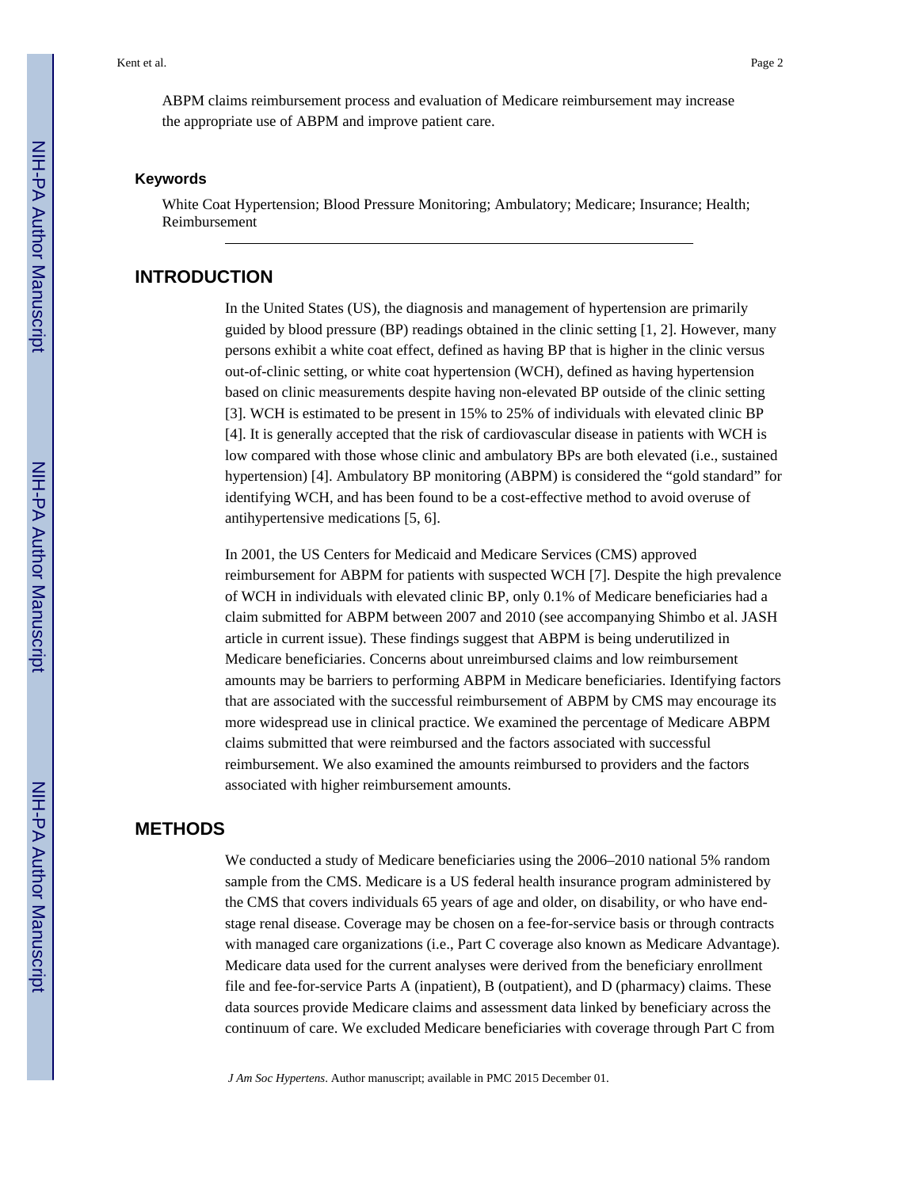ABPM claims reimbursement process and evaluation of Medicare reimbursement may increase the appropriate use of ABPM and improve patient care.

### Keywords

White Coat Hypertension; Blood Pressure Monitoring; Ambulatory; Medicare; Insurance; Health; Reimbursement

## INTRODUCTION

In the United States (US), the diagnosis and management of hypertension are primarily guided by blood pressure (BP) readings obtained in the clinic setting [1, 2]. However, many persons exhibit a white coat effect, defined as having BP that is higher in the clinic versus out-of-clinic setting, or white coat hypertension (WCH), defined as having hypertension based on clinic measurements despite having non-elevated BP outside of the clinic setting [3]. WCH is estimated to be present in 15% to 25% of individuals with elevated clinic BP [4]. It is generally accepted that the risk of cardiovascular disease in patients with WCH is low compared with those whose clinic and ambulatory BPs are both elevated (i.e., sustained hypertension) [4]. Ambulatory BP monitoring (ABPM) is considered the "gold standard" for identifying WCH, and has been found to be a cost-effective method to avoid overuse of antihypertensive medications [5, 6].

In 2001, the US Centers for Medicaid and Medicare Services (CMS) approved reimbursement for ABPM for patients with suspected WCH [7]. Despite the high prevalence of WCH in individuals with elevated clinic BP, only 0.1% of Medicare beneficiaries had a claim submitted for ABPM between 2007 and 2010 (see accompanying Shimbo et al. JASH article in current issue). These findings suggest that ABPM is being underutilized in Medicare beneficiaries. Concerns about unreimbursed claims and low reimbursement amounts may be barriers to performing ABPM in Medicare beneficiaries. Identifying factors that are associated with the successful reimbursement of ABPM by CMS may encourage its more widespread use in clinical practice. We examined the percentage of Medicare ABPM claims submitted that were reimbursed and the factors associated with successful reimbursement. We also examined the amounts reimbursed to providers and the factors associated with higher reimbursement amounts.

## METHODS

We conducted a study of Medicare beneficiaries using the 2006–2010 national 5% random sample from the CMS. Medicare is a US federal health insurance program administered by the CMS that covers individuals 65 years of age and older, on disability, or who have end-stage renal disease. Coverage may be chosen on a fee-for-service basis or through contracts with managed care organizations (i.e., Part C coverage also known as Medicare Advantage). Medicare data used for the current analyses were derived from the beneficiary enrollment file and fee-for-service Parts A (inpatient), B (outpatient), and D (pharmacy) claims. These data sources provide Medicare claims and assessment data linked by beneficiary across the continuum of care. We excluded Medicare beneficiaries with coverage through Part C from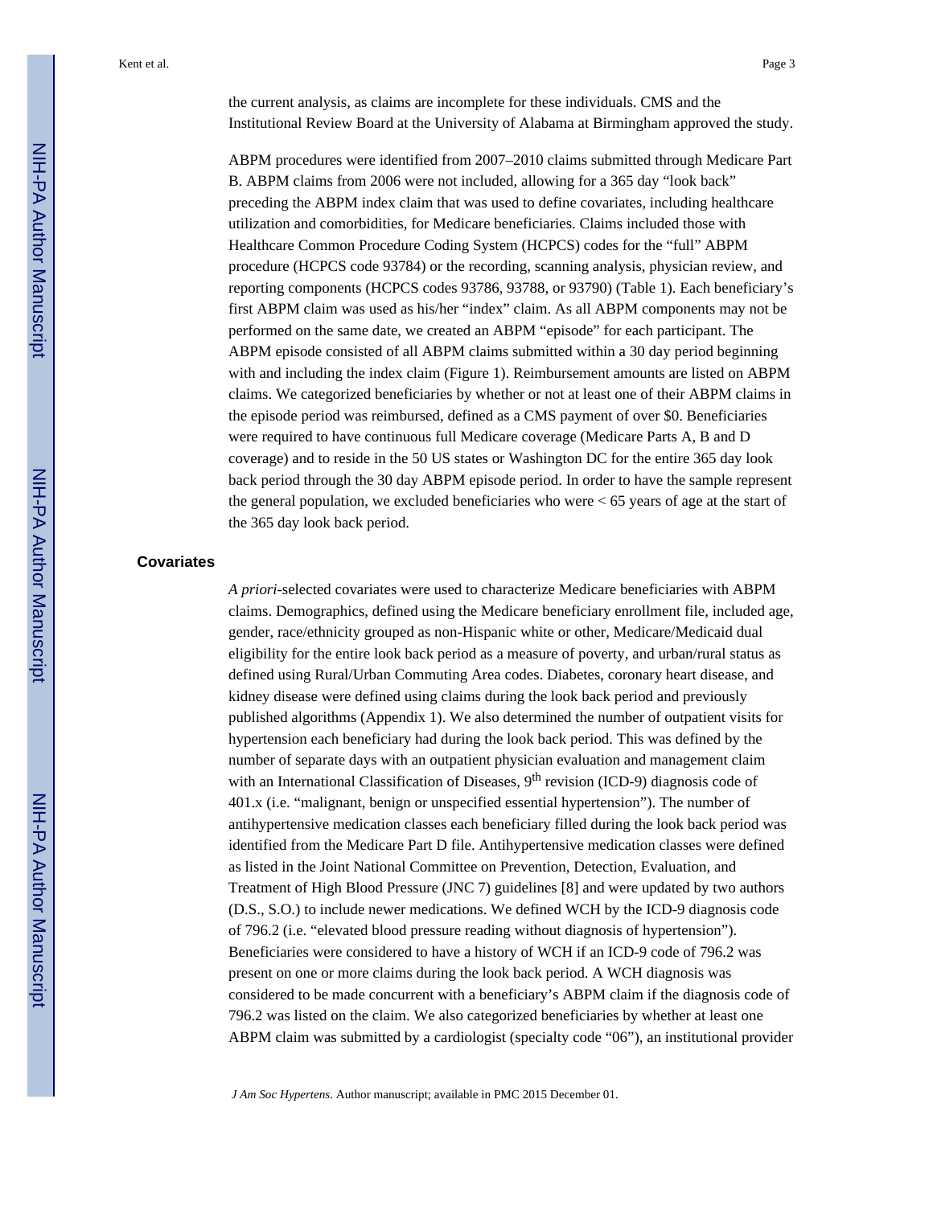the current analysis, as claims are incomplete for these individuals. CMS and the Institutional Review Board at the University of Alabama at Birmingham approved the study.

ABPM procedures were identified from 2007–2010 claims submitted through Medicare Part B. ABPM claims from 2006 were not included, allowing for a 365 day "look back" preceding the ABPM index claim that was used to define covariates, including healthcare utilization and comorbidities, for Medicare beneficiaries. Claims included those with Healthcare Common Procedure Coding System (HCPCS) codes for the "full" ABPM procedure (HCPCS code 93784) or the recording, scanning analysis, physician review, and reporting components (HCPCS codes 93786, 93788, or 93790) (Table 1). Each beneficiary's first ABPM claim was used as his/her "index" claim. As all ABPM components may not be performed on the same date, we created an ABPM "episode" for each participant. The ABPM episode consisted of all ABPM claims submitted within a 30 day period beginning with and including the index claim (Figure 1). Reimbursement amounts are listed on ABPM claims. We categorized beneficiaries by whether or not at least one of their ABPM claims in the episode period was reimbursed, defined as a CMS payment of over $0. Beneficiaries were required to have continuous full Medicare coverage (Medicare Parts A, B and D coverage) and to reside in the 50 US states or Washington DC for the entire 365 day look back period through the 30 day ABPM episode period. In order to have the sample represent the general population, we excluded beneficiaries who were < 65 years of age at the start of the 365 day look back period.

## Covariates

*A priori*-selected covariates were used to characterize Medicare beneficiaries with ABPM claims. Demographics, defined using the Medicare beneficiary enrollment file, included age, gender, race/ethnicity grouped as non-Hispanic white or other, Medicare/Medicaid dual eligibility for the entire look back period as a measure of poverty, and urban/rural status as defined using Rural/Urban Commuting Area codes. Diabetes, coronary heart disease, and kidney disease were defined using claims during the look back period and previously published algorithms (Appendix 1). We also determined the number of outpatient visits for hypertension each beneficiary had during the look back period. This was defined by the number of separate days with an outpatient physician evaluation and management claim with an International Classification of Diseases, 9th revision (ICD-9) diagnosis code of 401.x (i.e. "malignant, benign or unspecified essential hypertension"). The number of antihypertensive medication classes each beneficiary filled during the look back period was identified from the Medicare Part D file. Antihypertensive medication classes were defined as listed in the Joint National Committee on Prevention, Detection, Evaluation, and Treatment of High Blood Pressure (JNC 7) guidelines [8] and were updated by two authors (D.S., S.O.) to include newer medications. We defined WCH by the ICD-9 diagnosis code of 796.2 (i.e. "elevated blood pressure reading without diagnosis of hypertension"). Beneficiaries were considered to have a history of WCH if an ICD-9 code of 796.2 was present on one or more claims during the look back period. A WCH diagnosis was considered to be made concurrent with a beneficiary's ABPM claim if the diagnosis code of 796.2 was listed on the claim. We also categorized beneficiaries by whether at least one ABPM claim was submitted by a cardiologist (specialty code "06"), an institutional provider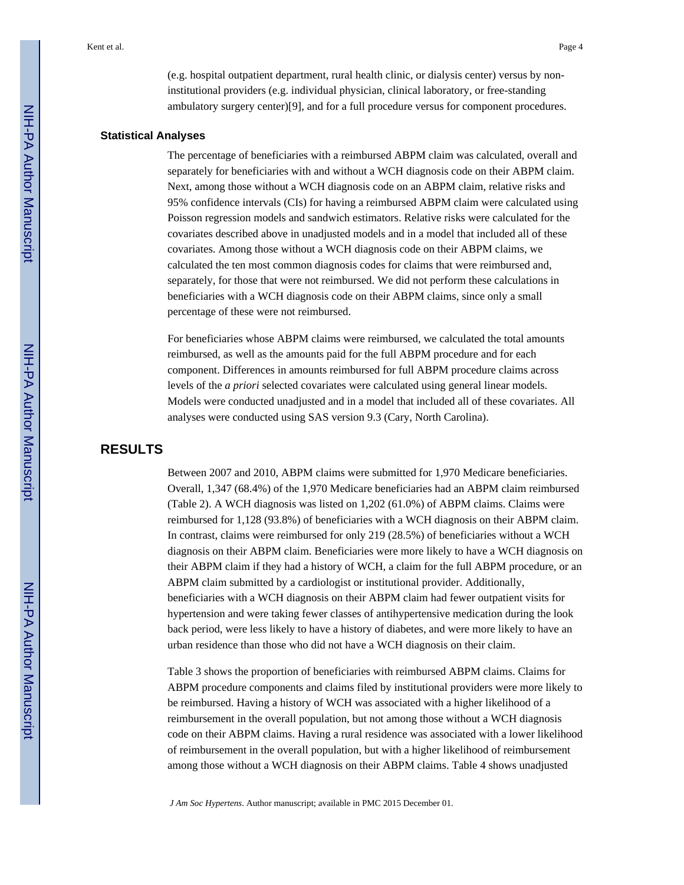(e.g. hospital outpatient department, rural health clinic, or dialysis center) versus by non-institutional providers (e.g. individual physician, clinical laboratory, or free-standing ambulatory surgery center)[9], and for a full procedure versus for component procedures.

### Statistical Analyses

The percentage of beneficiaries with a reimbursed ABPM claim was calculated, overall and separately for beneficiaries with and without a WCH diagnosis code on their ABPM claim. Next, among those without a WCH diagnosis code on an ABPM claim, relative risks and 95% confidence intervals (CIs) for having a reimbursed ABPM claim were calculated using Poisson regression models and sandwich estimators. Relative risks were calculated for the covariates described above in unadjusted models and in a model that included all of these covariates. Among those without a WCH diagnosis code on their ABPM claims, we calculated the ten most common diagnosis codes for claims that were reimbursed and, separately, for those that were not reimbursed. We did not perform these calculations in beneficiaries with a WCH diagnosis code on their ABPM claims, since only a small percentage of these were not reimbursed.

For beneficiaries whose ABPM claims were reimbursed, we calculated the total amounts reimbursed, as well as the amounts paid for the full ABPM procedure and for each component. Differences in amounts reimbursed for full ABPM procedure claims across levels of the *a priori* selected covariates were calculated using general linear models. Models were conducted unadjusted and in a model that included all of these covariates. All analyses were conducted using SAS version 9.3 (Cary, North Carolina).

## RESULTS

Between 2007 and 2010, ABPM claims were submitted for 1,970 Medicare beneficiaries. Overall, 1,347 (68.4%) of the 1,970 Medicare beneficiaries had an ABPM claim reimbursed (Table 2). A WCH diagnosis was listed on 1,202 (61.0%) of ABPM claims. Claims were reimbursed for 1,128 (93.8%) of beneficiaries with a WCH diagnosis on their ABPM claim. In contrast, claims were reimbursed for only 219 (28.5%) of beneficiaries without a WCH diagnosis on their ABPM claim. Beneficiaries were more likely to have a WCH diagnosis on their ABPM claim if they had a history of WCH, a claim for the full ABPM procedure, or an ABPM claim submitted by a cardiologist or institutional provider. Additionally, beneficiaries with a WCH diagnosis on their ABPM claim had fewer outpatient visits for hypertension and were taking fewer classes of antihypertensive medication during the look back period, were less likely to have a history of diabetes, and were more likely to have an urban residence than those who did not have a WCH diagnosis on their claim.

Table 3 shows the proportion of beneficiaries with reimbursed ABPM claims. Claims for ABPM procedure components and claims filed by institutional providers were more likely to be reimbursed. Having a history of WCH was associated with a higher likelihood of a reimbursement in the overall population, but not among those without a WCH diagnosis code on their ABPM claims. Having a rural residence was associated with a lower likelihood of reimbursement in the overall population, but with a higher likelihood of reimbursement among those without a WCH diagnosis on their ABPM claims. Table 4 shows unadjusted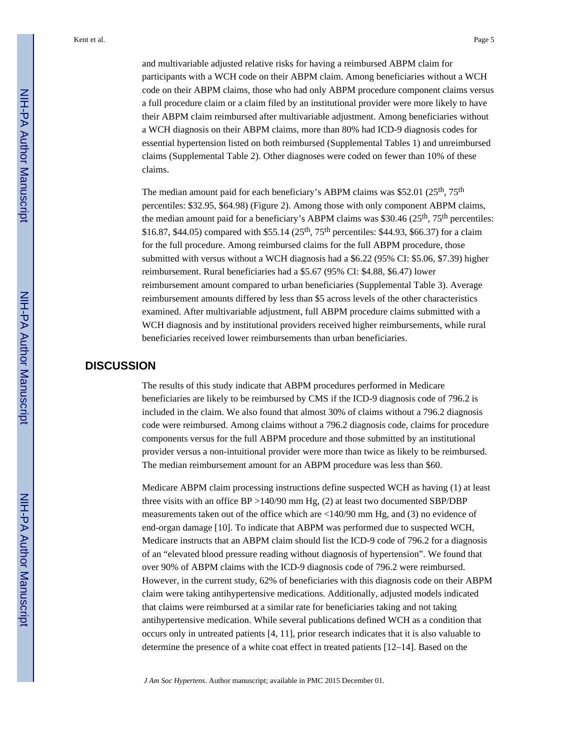and multivariable adjusted relative risks for having a reimbursed ABPM claim for participants with a WCH code on their ABPM claim. Among beneficiaries without a WCH code on their ABPM claims, those who had only ABPM procedure component claims versus a full procedure claim or a claim filed by an institutional provider were more likely to have their ABPM claim reimbursed after multivariable adjustment. Among beneficiaries without a WCH diagnosis on their ABPM claims, more than 80% had ICD-9 diagnosis codes for essential hypertension listed on both reimbursed (Supplemental Tables 1) and unreimbursed claims (Supplemental Table 2). Other diagnoses were coded on fewer than 10% of these claims.

The median amount paid for each beneficiary's ABPM claims was \$52.01 (25th, 75th percentiles: \$32.95, \$64.98) (Figure 2). Among those with only component ABPM claims, the median amount paid for a beneficiary's ABPM claims was \$30.46 (25th, 75th percentiles: \$16.87, \$44.05) compared with \$55.14 (25th, 75th percentiles: \$44.93, \$66.37) for a claim for the full procedure. Among reimbursed claims for the full ABPM procedure, those submitted with versus without a WCH diagnosis had a \$6.22 (95% CI: \$5.06, \$7.39) higher reimbursement. Rural beneficiaries had a \$5.67 (95% CI: \$4.88, \$6.47) lower reimbursement amount compared to urban beneficiaries (Supplemental Table 3). Average reimbursement amounts differed by less than \$5 across levels of the other characteristics examined. After multivariable adjustment, full ABPM procedure claims submitted with a WCH diagnosis and by institutional providers received higher reimbursements, while rural beneficiaries received lower reimbursements than urban beneficiaries.

## DISCUSSION

The results of this study indicate that ABPM procedures performed in Medicare beneficiaries are likely to be reimbursed by CMS if the ICD-9 diagnosis code of 796.2 is included in the claim. We also found that almost 30% of claims without a 796.2 diagnosis code were reimbursed. Among claims without a 796.2 diagnosis code, claims for procedure components versus for the full ABPM procedure and those submitted by an institutional provider versus a non-intuitional provider were more than twice as likely to be reimbursed. The median reimbursement amount for an ABPM procedure was less than \$60.

Medicare ABPM claim processing instructions define suspected WCH as having (1) at least three visits with an office BP >140/90 mm Hg, (2) at least two documented SBP/DBP measurements taken out of the office which are <140/90 mm Hg, and (3) no evidence of end-organ damage [10]. To indicate that ABPM was performed due to suspected WCH, Medicare instructs that an ABPM claim should list the ICD-9 code of 796.2 for a diagnosis of an "elevated blood pressure reading without diagnosis of hypertension". We found that over 90% of ABPM claims with the ICD-9 diagnosis code of 796.2 were reimbursed. However, in the current study, 62% of beneficiaries with this diagnosis code on their ABPM claim were taking antihypertensive medications. Additionally, adjusted models indicated that claims were reimbursed at a similar rate for beneficiaries taking and not taking antihypertensive medication. While several publications defined WCH as a condition that occurs only in untreated patients [4, 11], prior research indicates that it is also valuable to determine the presence of a white coat effect in treated patients [12–14]. Based on the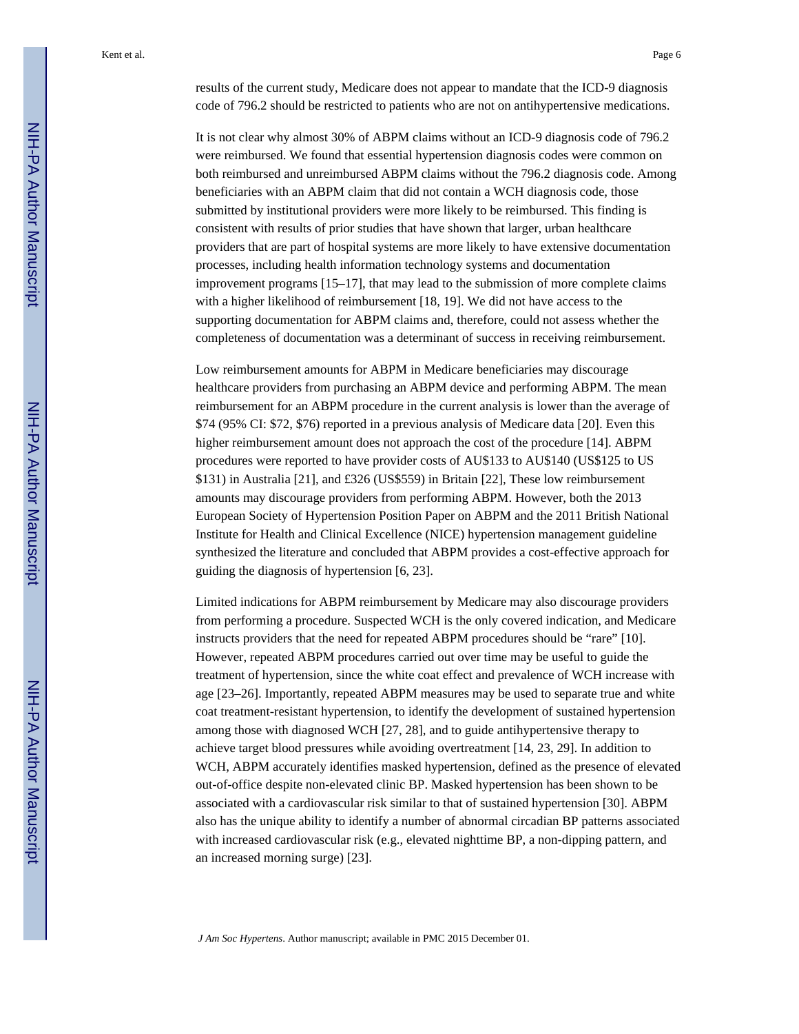results of the current study, Medicare does not appear to mandate that the ICD-9 diagnosis code of 796.2 should be restricted to patients who are not on antihypertensive medications.

It is not clear why almost 30% of ABPM claims without an ICD-9 diagnosis code of 796.2 were reimbursed. We found that essential hypertension diagnosis codes were common on both reimbursed and unreimbursed ABPM claims without the 796.2 diagnosis code. Among beneficiaries with an ABPM claim that did not contain a WCH diagnosis code, those submitted by institutional providers were more likely to be reimbursed. This finding is consistent with results of prior studies that have shown that larger, urban healthcare providers that are part of hospital systems are more likely to have extensive documentation processes, including health information technology systems and documentation improvement programs [15–17], that may lead to the submission of more complete claims with a higher likelihood of reimbursement [18, 19]. We did not have access to the supporting documentation for ABPM claims and, therefore, could not assess whether the completeness of documentation was a determinant of success in receiving reimbursement.

Low reimbursement amounts for ABPM in Medicare beneficiaries may discourage healthcare providers from purchasing an ABPM device and performing ABPM. The mean reimbursement for an ABPM procedure in the current analysis is lower than the average of $74 (95% CI: $72, $76) reported in a previous analysis of Medicare data [20]. Even this higher reimbursement amount does not approach the cost of the procedure [14]. ABPM procedures were reported to have provider costs of AU$133 to AU$140 (US$125 to US $131) in Australia [21], and £326 (US$559) in Britain [22], These low reimbursement amounts may discourage providers from performing ABPM. However, both the 2013 European Society of Hypertension Position Paper on ABPM and the 2011 British National Institute for Health and Clinical Excellence (NICE) hypertension management guideline synthesized the literature and concluded that ABPM provides a cost-effective approach for guiding the diagnosis of hypertension [6, 23].

Limited indications for ABPM reimbursement by Medicare may also discourage providers from performing a procedure. Suspected WCH is the only covered indication, and Medicare instructs providers that the need for repeated ABPM procedures should be "rare" [10]. However, repeated ABPM procedures carried out over time may be useful to guide the treatment of hypertension, since the white coat effect and prevalence of WCH increase with age [23–26]. Importantly, repeated ABPM measures may be used to separate true and white coat treatment-resistant hypertension, to identify the development of sustained hypertension among those with diagnosed WCH [27, 28], and to guide antihypertensive therapy to achieve target blood pressures while avoiding overtreatment [14, 23, 29]. In addition to WCH, ABPM accurately identifies masked hypertension, defined as the presence of elevated out-of-office despite non-elevated clinic BP. Masked hypertension has been shown to be associated with a cardiovascular risk similar to that of sustained hypertension [30]. ABPM also has the unique ability to identify a number of abnormal circadian BP patterns associated with increased cardiovascular risk (e.g., elevated nighttime BP, a non-dipping pattern, and an increased morning surge) [23].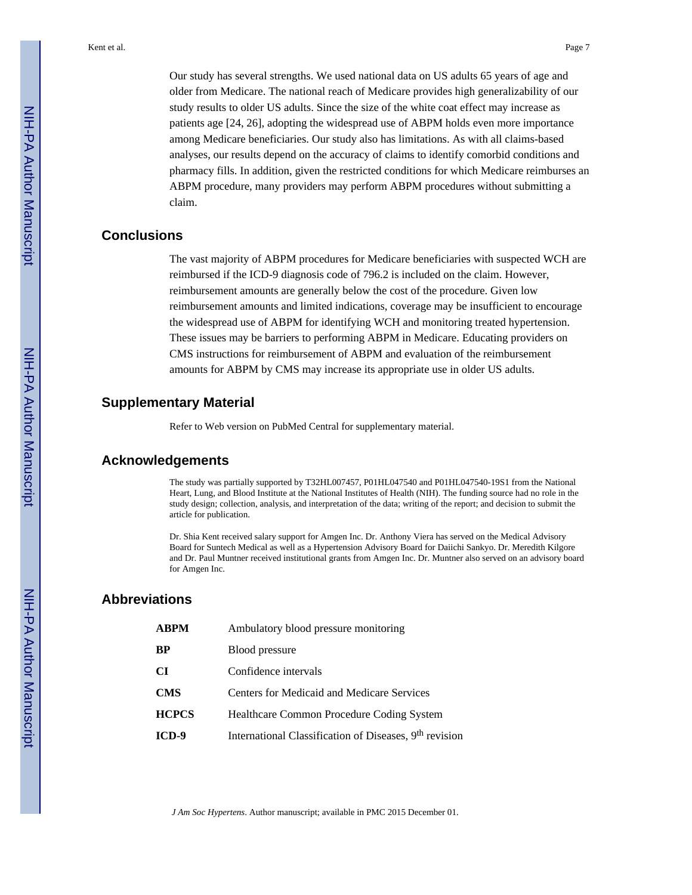Our study has several strengths. We used national data on US adults 65 years of age and older from Medicare. The national reach of Medicare provides high generalizability of our study results to older US adults. Since the size of the white coat effect may increase as patients age [24, 26], adopting the widespread use of ABPM holds even more importance among Medicare beneficiaries. Our study also has limitations. As with all claims-based analyses, our results depend on the accuracy of claims to identify comorbid conditions and pharmacy fills. In addition, given the restricted conditions for which Medicare reimburses an ABPM procedure, many providers may perform ABPM procedures without submitting a claim.

## Conclusions

The vast majority of ABPM procedures for Medicare beneficiaries with suspected WCH are reimbursed if the ICD-9 diagnosis code of 796.2 is included on the claim. However, reimbursement amounts are generally below the cost of the procedure. Given low reimbursement amounts and limited indications, coverage may be insufficient to encourage the widespread use of ABPM for identifying WCH and monitoring treated hypertension. These issues may be barriers to performing ABPM in Medicare. Educating providers on CMS instructions for reimbursement of ABPM and evaluation of the reimbursement amounts for ABPM by CMS may increase its appropriate use in older US adults.

## Supplementary Material

Refer to Web version on PubMed Central for supplementary material.

## Acknowledgements

The study was partially supported by T32HL007457, P01HL047540 and P01HL047540-19S1 from the National Heart, Lung, and Blood Institute at the National Institutes of Health (NIH). The funding source had no role in the study design; collection, analysis, and interpretation of the data; writing of the report; and decision to submit the article for publication.

Dr. Shia Kent received salary support for Amgen Inc. Dr. Anthony Viera has served on the Medical Advisory Board for Suntech Medical as well as a Hypertension Advisory Board for Daiichi Sankyo. Dr. Meredith Kilgore and Dr. Paul Muntner received institutional grants from Amgen Inc. Dr. Muntner also served on an advisory board for Amgen Inc.

## Abbreviations

| | |
|---|---|
| **ABPM** | Ambulatory blood pressure monitoring |
| **BP** | Blood pressure |
| **CI** | Confidence intervals |
| **CMS** | Centers for Medicaid and Medicare Services |
| **HCPCS** | Healthcare Common Procedure Coding System |
| **ICD-9** | International Classification of Diseases, 9th revision |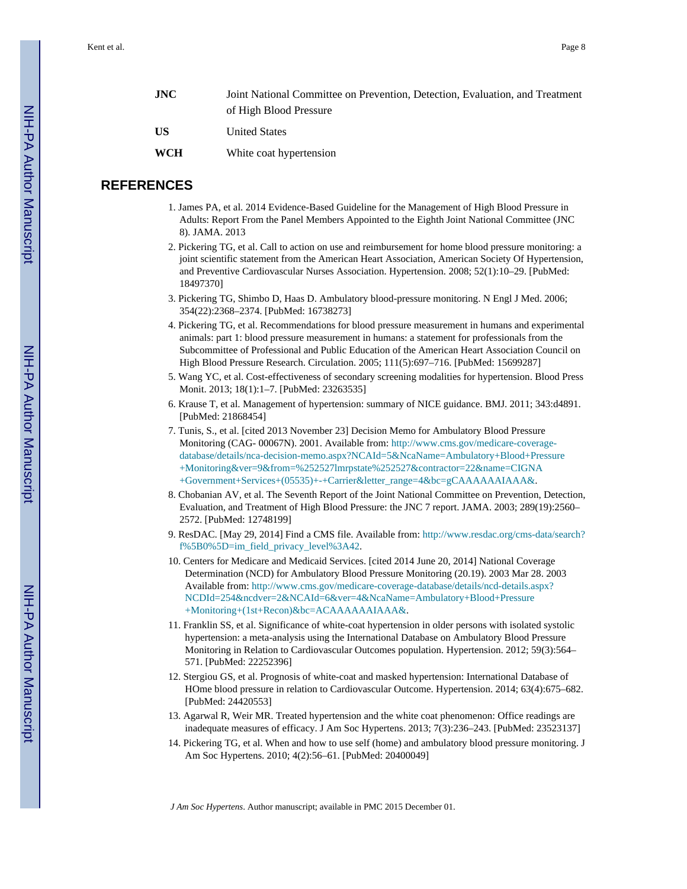| | |
|---|---|
| **JNC** | Joint National Committee on Prevention, Detection, Evaluation, and Treatment of High Blood Pressure |
| **US** | United States |
| **WCH** | White coat hypertension |

## REFERENCES

1. James PA, et al. 2014 Evidence-Based Guideline for the Management of High Blood Pressure in Adults: Report From the Panel Members Appointed to the Eighth Joint National Committee (JNC 8). JAMA. 2013
2. Pickering TG, et al. Call to action on use and reimbursement for home blood pressure monitoring: a joint scientific statement from the American Heart Association, American Society Of Hypertension, and Preventive Cardiovascular Nurses Association. Hypertension. 2008; 52(1):10–29. [PubMed: 18497370]
3. Pickering TG, Shimbo D, Haas D. Ambulatory blood-pressure monitoring. N Engl J Med. 2006; 354(22):2368–2374. [PubMed: 16738273]
4. Pickering TG, et al. Recommendations for blood pressure measurement in humans and experimental animals: part 1: blood pressure measurement in humans: a statement for professionals from the Subcommittee of Professional and Public Education of the American Heart Association Council on High Blood Pressure Research. Circulation. 2005; 111(5):697–716. [PubMed: 15699287]
5. Wang YC, et al. Cost-effectiveness of secondary screening modalities for hypertension. Blood Press Monit. 2013; 18(1):1–7. [PubMed: 23263535]
6. Krause T, et al. Management of hypertension: summary of NICE guidance. BMJ. 2011; 343:d4891. [PubMed: 21868454]
7. Tunis, S., et al. [cited 2013 November 23] Decision Memo for Ambulatory Blood Pressure Monitoring (CAG- 00067N). 2001. Available from: http://www.cms.gov/medicare-coverage-database/details/nca-decision-memo.aspx?NCAId=5&NcaName=Ambulatory+Blood+Pressure+Monitoring&ver=9&from=%252527lmrpstate%252527&contractor=22&name=CIGNA+Government+Services+(05535)+-+Carrier&letter_range=4&bc=gCAAAAAAIAAA&.
8. Chobanian AV, et al. The Seventh Report of the Joint National Committee on Prevention, Detection, Evaluation, and Treatment of High Blood Pressure: the JNC 7 report. JAMA. 2003; 289(19):2560–2572. [PubMed: 12748199]
9. ResDAC. [May 29, 2014] Find a CMS file. Available from: http://www.resdac.org/cms-data/search?f%5B0%5D=im_field_privacy_level%3A42.
10. Centers for Medicare and Medicaid Services. [cited 2014 June 20, 2014] National Coverage Determination (NCD) for Ambulatory Blood Pressure Monitoring (20.19). 2003 Mar 28. 2003 Available from: http://www.cms.gov/medicare-coverage-database/details/ncd-details.aspx?NCDId=254&ncdver=2&NCAId=6&ver=4&NcaName=Ambulatory+Blood+Pressure+Monitoring+(1st+Recon)&bc=ACAAAAAAIAAA&.
11. Franklin SS, et al. Significance of white-coat hypertension in older persons with isolated systolic hypertension: a meta-analysis using the International Database on Ambulatory Blood Pressure Monitoring in Relation to Cardiovascular Outcomes population. Hypertension. 2012; 59(3):564–571. [PubMed: 22252396]
12. Stergiou GS, et al. Prognosis of white-coat and masked hypertension: International Database of HOme blood pressure in relation to Cardiovascular Outcome. Hypertension. 2014; 63(4):675–682. [PubMed: 24420553]
13. Agarwal R, Weir MR. Treated hypertension and the white coat phenomenon: Office readings are inadequate measures of efficacy. J Am Soc Hypertens. 2013; 7(3):236–243. [PubMed: 23523137]
14. Pickering TG, et al. When and how to use self (home) and ambulatory blood pressure monitoring. J Am Soc Hypertens. 2010; 4(2):56–61. [PubMed: 20400049]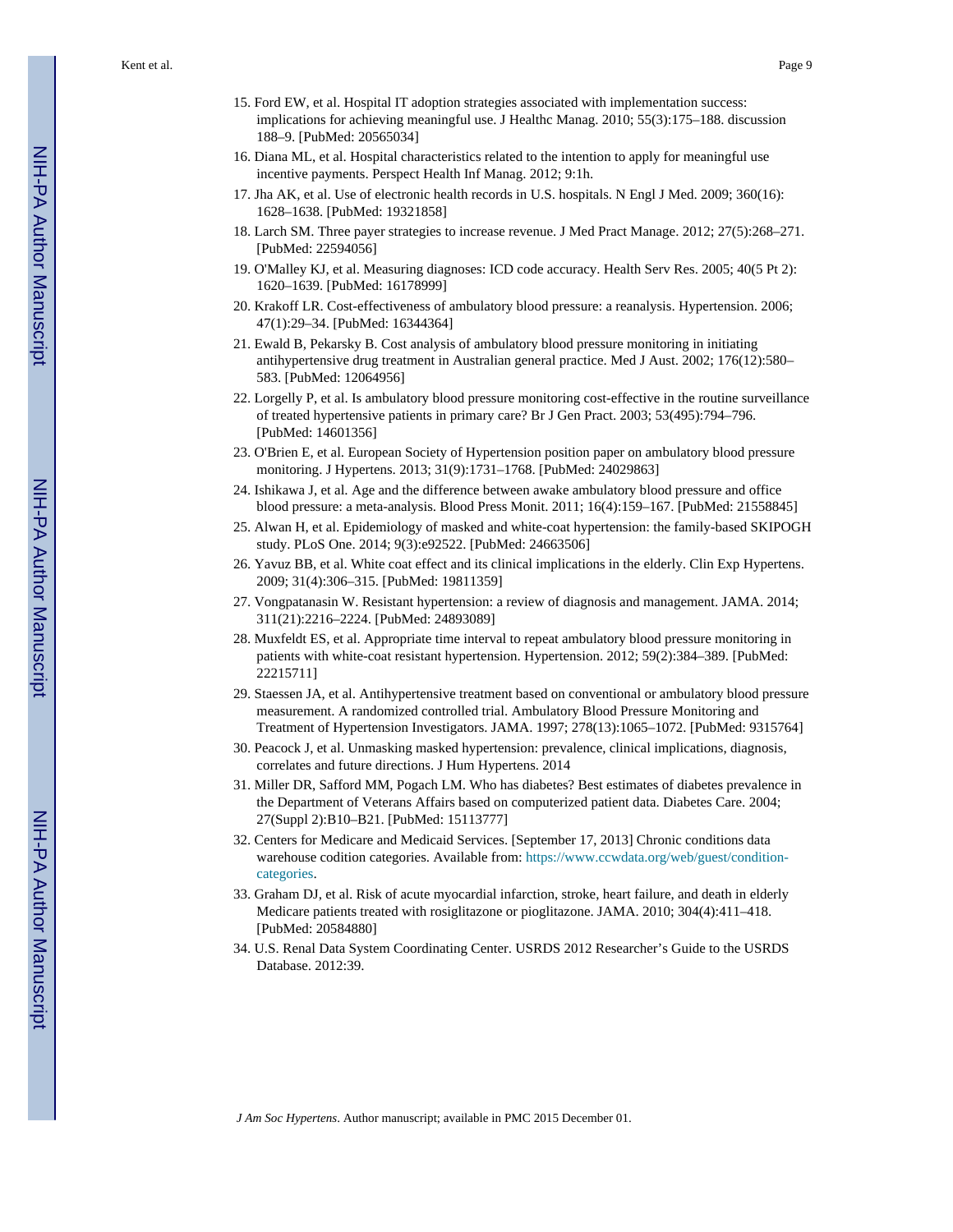15. Ford EW, et al. Hospital IT adoption strategies associated with implementation success: implications for achieving meaningful use. J Healthc Manag. 2010; 55(3):175–188. discussion 188–9. [PubMed: 20565034]
16. Diana ML, et al. Hospital characteristics related to the intention to apply for meaningful use incentive payments. Perspect Health Inf Manag. 2012; 9:1h.
17. Jha AK, et al. Use of electronic health records in U.S. hospitals. N Engl J Med. 2009; 360(16): 1628–1638. [PubMed: 19321858]
18. Larch SM. Three payer strategies to increase revenue. J Med Pract Manage. 2012; 27(5):268–271. [PubMed: 22594056]
19. O'Malley KJ, et al. Measuring diagnoses: ICD code accuracy. Health Serv Res. 2005; 40(5 Pt 2): 1620–1639. [PubMed: 16178999]
20. Krakoff LR. Cost-effectiveness of ambulatory blood pressure: a reanalysis. Hypertension. 2006; 47(1):29–34. [PubMed: 16344364]
21. Ewald B, Pekarsky B. Cost analysis of ambulatory blood pressure monitoring in initiating antihypertensive drug treatment in Australian general practice. Med J Aust. 2002; 176(12):580–583. [PubMed: 12064956]
22. Lorgelly P, et al. Is ambulatory blood pressure monitoring cost-effective in the routine surveillance of treated hypertensive patients in primary care? Br J Gen Pract. 2003; 53(495):794–796. [PubMed: 14601356]
23. O'Brien E, et al. European Society of Hypertension position paper on ambulatory blood pressure monitoring. J Hypertens. 2013; 31(9):1731–1768. [PubMed: 24029863]
24. Ishikawa J, et al. Age and the difference between awake ambulatory blood pressure and office blood pressure: a meta-analysis. Blood Press Monit. 2011; 16(4):159–167. [PubMed: 21558845]
25. Alwan H, et al. Epidemiology of masked and white-coat hypertension: the family-based SKIPOGH study. PLoS One. 2014; 9(3):e92522. [PubMed: 24663506]
26. Yavuz BB, et al. White coat effect and its clinical implications in the elderly. Clin Exp Hypertens. 2009; 31(4):306–315. [PubMed: 19811359]
27. Vongpatanasin W. Resistant hypertension: a review of diagnosis and management. JAMA. 2014; 311(21):2216–2224. [PubMed: 24893089]
28. Muxfeldt ES, et al. Appropriate time interval to repeat ambulatory blood pressure monitoring in patients with white-coat resistant hypertension. Hypertension. 2012; 59(2):384–389. [PubMed: 22215711]
29. Staessen JA, et al. Antihypertensive treatment based on conventional or ambulatory blood pressure measurement. A randomized controlled trial. Ambulatory Blood Pressure Monitoring and Treatment of Hypertension Investigators. JAMA. 1997; 278(13):1065–1072. [PubMed: 9315764]
30. Peacock J, et al. Unmasking masked hypertension: prevalence, clinical implications, diagnosis, correlates and future directions. J Hum Hypertens. 2014
31. Miller DR, Safford MM, Pogach LM. Who has diabetes? Best estimates of diabetes prevalence in the Department of Veterans Affairs based on computerized patient data. Diabetes Care. 2004; 27(Suppl 2):B10–B21. [PubMed: 15113777]
32. Centers for Medicare and Medicaid Services. [September 17, 2013] Chronic conditions data warehouse codition categories. Available from: https://www.ccwdata.org/web/guest/condition-categories.
33. Graham DJ, et al. Risk of acute myocardial infarction, stroke, heart failure, and death in elderly Medicare patients treated with rosiglitazone or pioglitazone. JAMA. 2010; 304(4):411–418. [PubMed: 20584880]
34. U.S. Renal Data System Coordinating Center. USRDS 2012 Researcher's Guide to the USRDS Database. 2012:39.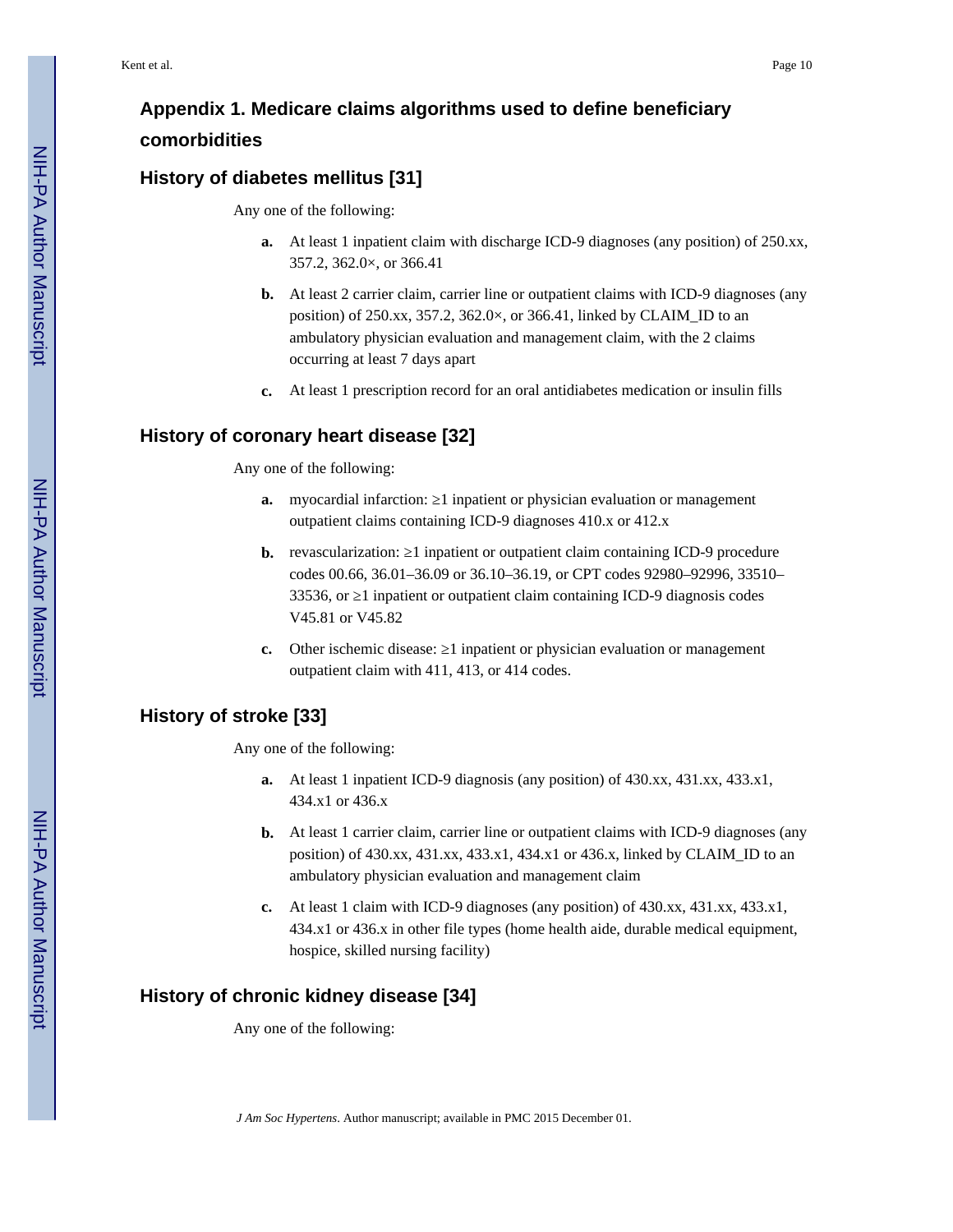## Appendix 1. Medicare claims algorithms used to define beneficiary comorbidities

### History of diabetes mellitus [31]

Any one of the following:

- **a.** At least 1 inpatient claim with discharge ICD-9 diagnoses (any position) of 250.xx, 357.2, 362.0×, or 366.41
- **b.** At least 2 carrier claim, carrier line or outpatient claims with ICD-9 diagnoses (any position) of 250.xx, 357.2, 362.0×, or 366.41, linked by CLAIM_ID to an ambulatory physician evaluation and management claim, with the 2 claims occurring at least 7 days apart
- **c.** At least 1 prescription record for an oral antidiabetes medication or insulin fills

### History of coronary heart disease [32]

Any one of the following:

- **a.** myocardial infarction: ≥1 inpatient or physician evaluation or management outpatient claims containing ICD-9 diagnoses 410.x or 412.x
- **b.** revascularization: ≥1 inpatient or outpatient claim containing ICD-9 procedure codes 00.66, 36.01–36.09 or 36.10–36.19, or CPT codes 92980–92996, 33510–33536, or ≥1 inpatient or outpatient claim containing ICD-9 diagnosis codes V45.81 or V45.82
- **c.** Other ischemic disease: ≥1 inpatient or physician evaluation or management outpatient claim with 411, 413, or 414 codes.

### History of stroke [33]

Any one of the following:

- **a.** At least 1 inpatient ICD-9 diagnosis (any position) of 430.xx, 431.xx, 433.x1, 434.x1 or 436.x
- **b.** At least 1 carrier claim, carrier line or outpatient claims with ICD-9 diagnoses (any position) of 430.xx, 431.xx, 433.x1, 434.x1 or 436.x, linked by CLAIM_ID to an ambulatory physician evaluation and management claim
- **c.** At least 1 claim with ICD-9 diagnoses (any position) of 430.xx, 431.xx, 433.x1, 434.x1 or 436.x in other file types (home health aide, durable medical equipment, hospice, skilled nursing facility)

### History of chronic kidney disease [34]

Any one of the following: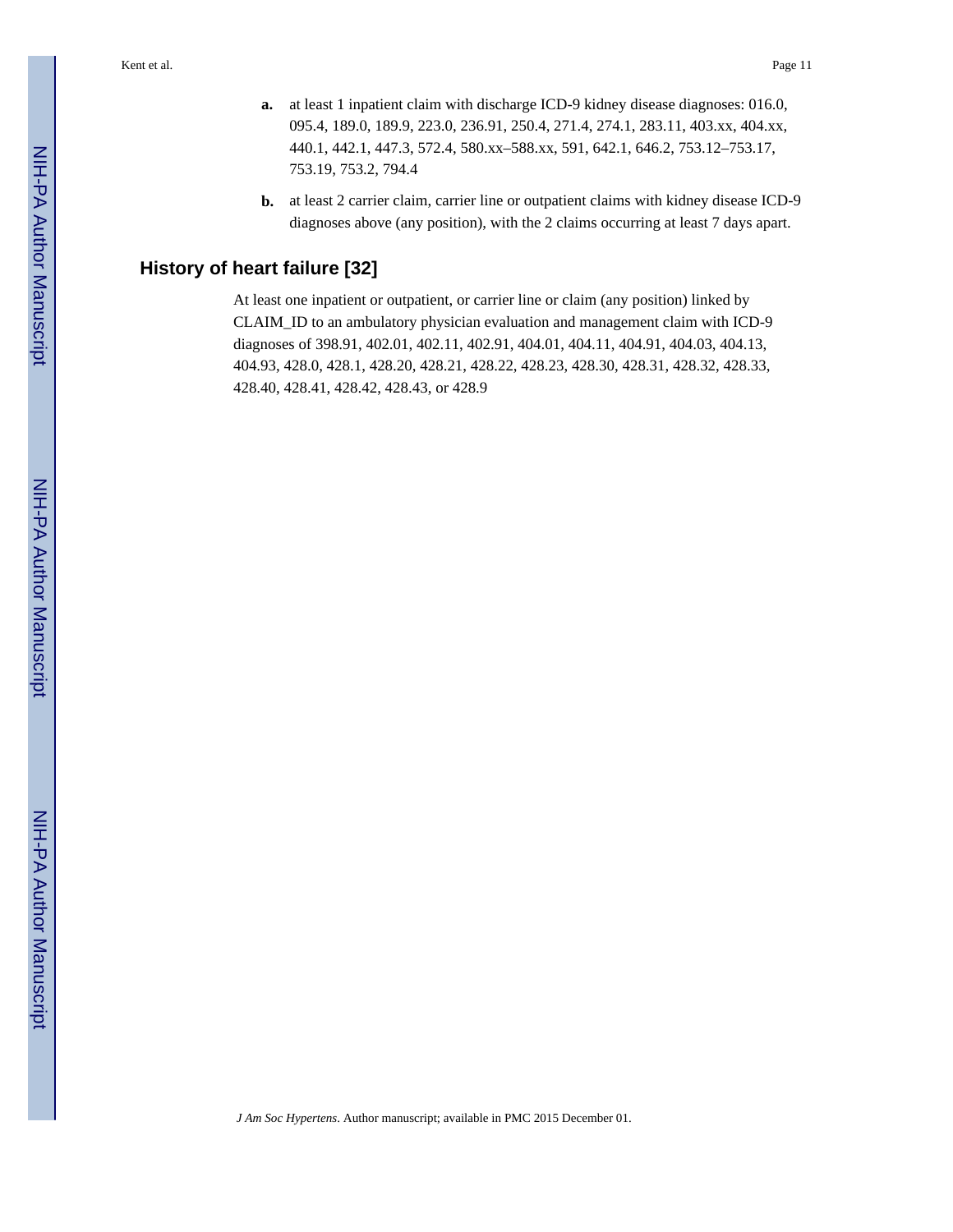a. at least 1 inpatient claim with discharge ICD-9 kidney disease diagnoses: 016.0, 095.4, 189.0, 189.9, 223.0, 236.91, 250.4, 271.4, 274.1, 283.11, 403.xx, 404.xx, 440.1, 442.1, 447.3, 572.4, 580.xx–588.xx, 591, 642.1, 646.2, 753.12–753.17, 753.19, 753.2, 794.4

b. at least 2 carrier claim, carrier line or outpatient claims with kidney disease ICD-9 diagnoses above (any position), with the 2 claims occurring at least 7 days apart.

## History of heart failure [32]

At least one inpatient or outpatient, or carrier line or claim (any position) linked by CLAIM_ID to an ambulatory physician evaluation and management claim with ICD-9 diagnoses of 398.91, 402.01, 402.11, 402.91, 404.01, 404.11, 404.91, 404.03, 404.13, 404.93, 428.0, 428.1, 428.20, 428.21, 428.22, 428.23, 428.30, 428.31, 428.32, 428.33, 428.40, 428.41, 428.42, 428.43, or 428.9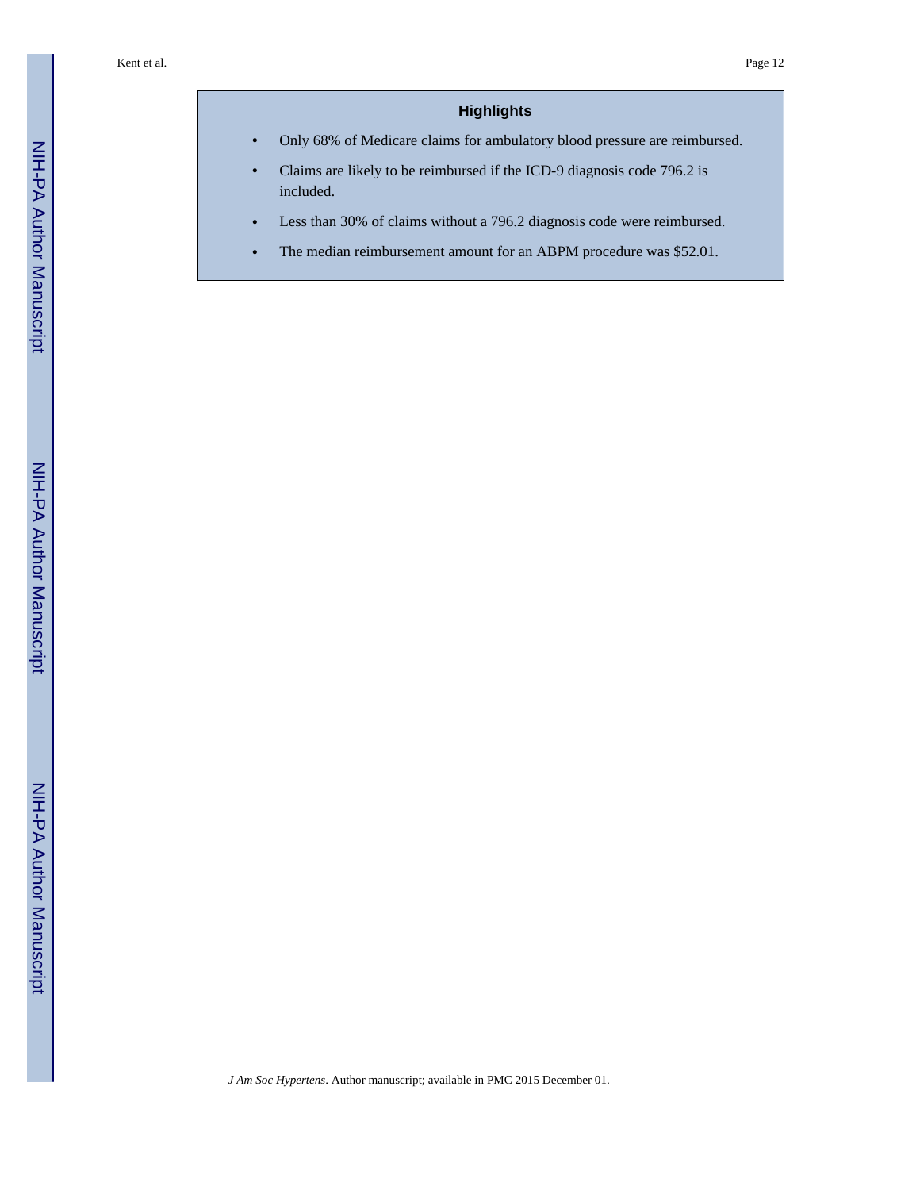## Highlights

- Only 68% of Medicare claims for ambulatory blood pressure are reimbursed.
- Claims are likely to be reimbursed if the ICD-9 diagnosis code 796.2 is included.
- Less than 30% of claims without a 796.2 diagnosis code were reimbursed.
- The median reimbursement amount for an ABPM procedure was $52.01.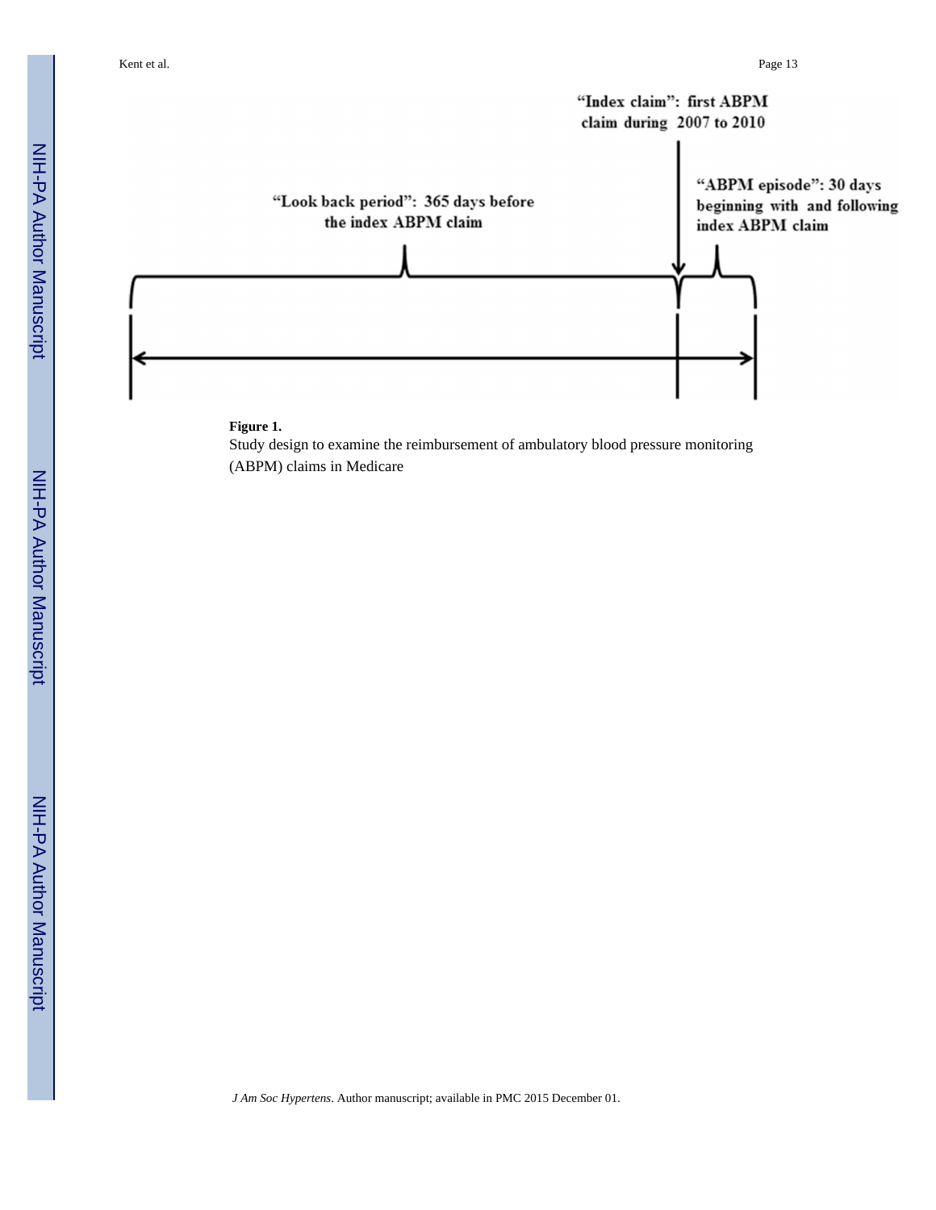"Index claim": first ABPM claim during 2007 to 2010

"Look back period": 365 days before the index ABPM claim

"ABPM episode": 30 days beginning with and following index ABPM claim

**Figure 1.**

Study design to examine the reimbursement of ambulatory blood pressure monitoring (ABPM) claims in Medicare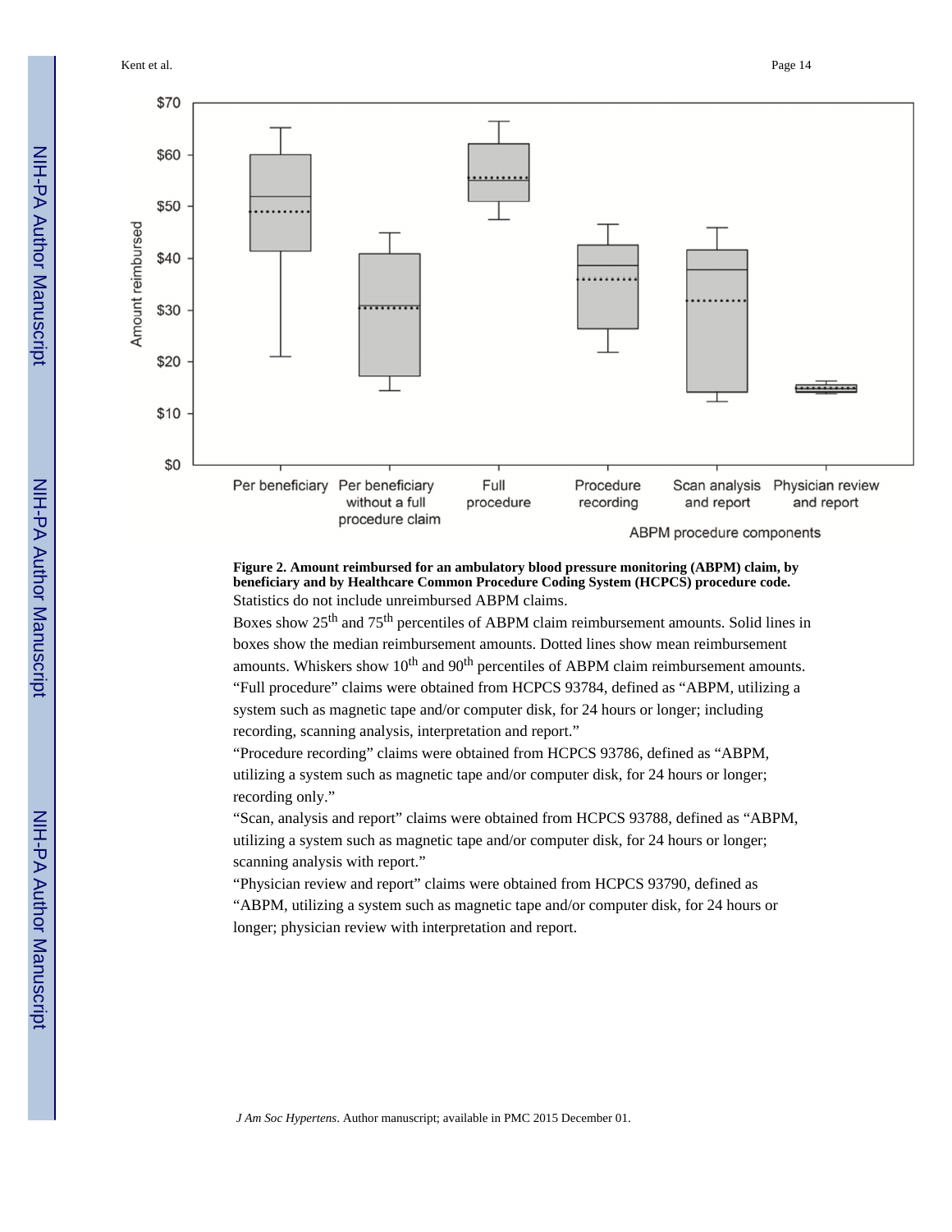**Figure 2. Amount reimbursed for an ambulatory blood pressure monitoring (ABPM) claim, by beneficiary and by Healthcare Common Procedure Coding System (HCPCS) procedure code.**

Statistics do not include unreimbursed ABPM claims.

Boxes show 25th and 75th percentiles of ABPM claim reimbursement amounts. Solid lines in boxes show the median reimbursement amounts. Dotted lines show mean reimbursement amounts. Whiskers show 10th and 90th percentiles of ABPM claim reimbursement amounts.

"Full procedure" claims were obtained from HCPCS 93784, defined as "ABPM, utilizing a system such as magnetic tape and/or computer disk, for 24 hours or longer; including recording, scanning analysis, interpretation and report."

"Procedure recording" claims were obtained from HCPCS 93786, defined as "ABPM, utilizing a system such as magnetic tape and/or computer disk, for 24 hours or longer; recording only."

"Scan, analysis and report" claims were obtained from HCPCS 93788, defined as "ABPM, utilizing a system such as magnetic tape and/or computer disk, for 24 hours or longer; scanning analysis with report."

"Physician review and report" claims were obtained from HCPCS 93790, defined as "ABPM, utilizing a system such as magnetic tape and/or computer disk, for 24 hours or longer; physician review with interpretation and report.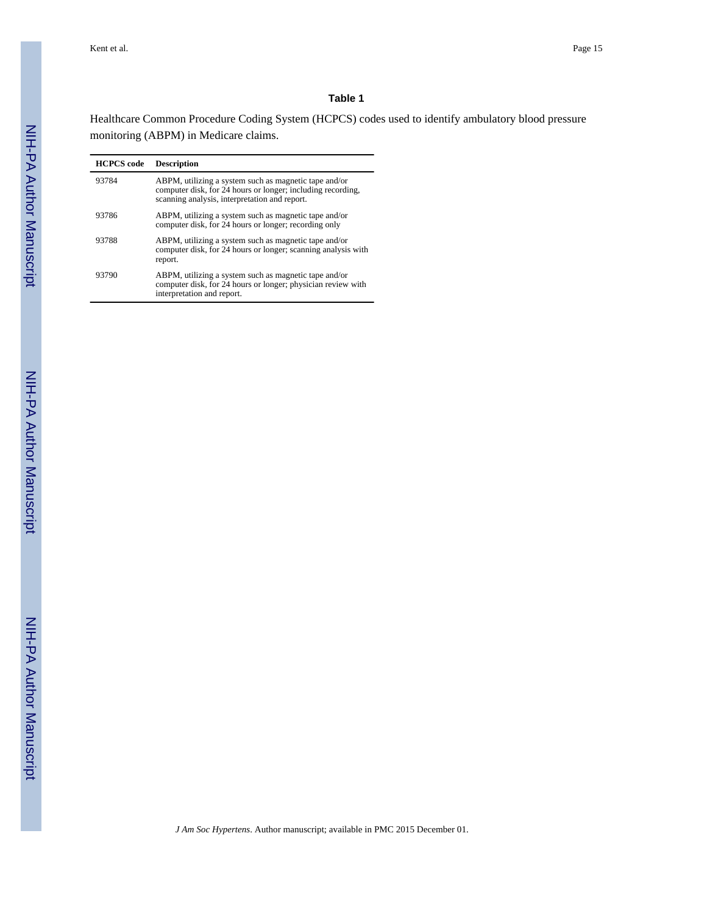### Table 1

Healthcare Common Procedure Coding System (HCPCS) codes used to identify ambulatory blood pressure monitoring (ABPM) in Medicare claims.

| HCPCS code | Description |
|---|---|
| 93784 | ABPM, utilizing a system such as magnetic tape and/or computer disk, for 24 hours or longer; including recording, scanning analysis, interpretation and report. |
| 93786 | ABPM, utilizing a system such as magnetic tape and/or computer disk, for 24 hours or longer; recording only |
| 93788 | ABPM, utilizing a system such as magnetic tape and/or computer disk, for 24 hours or longer; scanning analysis with report. |
| 93790 | ABPM, utilizing a system such as magnetic tape and/or computer disk, for 24 hours or longer; physician review with interpretation and report. |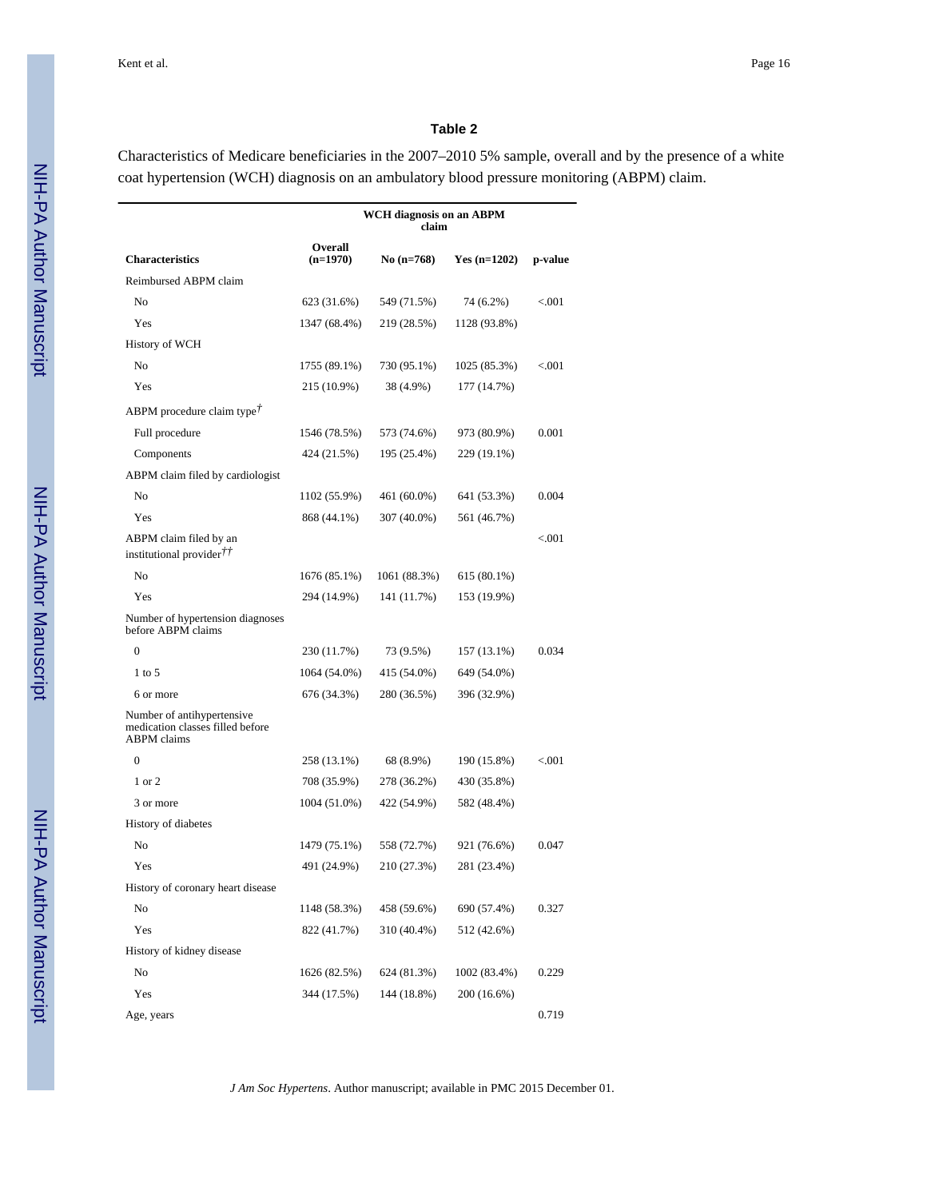**Table 2**

Characteristics of Medicare beneficiaries in the 2007–2010 5% sample, overall and by the presence of a white coat hypertension (WCH) diagnosis on an ambulatory blood pressure monitoring (ABPM) claim.

| | | WCH diagnosis on an ABPM claim | | |
|---|---|---|---|---|
| **Characteristics** | **Overall (n=1970)** | **No (n=768)** | **Yes (n=1202)** | **p-value** |
| Reimbursed ABPM claim | | | | |
| No | 623 (31.6%) | 549 (71.5%) | 74 (6.2%) | <.001 |
| Yes | 1347 (68.4%) | 219 (28.5%) | 1128 (93.8%) | |
| History of WCH | | | | |
| No | 1755 (89.1%) | 730 (95.1%) | 1025 (85.3%) | <.001 |
| Yes | 215 (10.9%) | 38 (4.9%) | 177 (14.7%) | |
| ABPM procedure claim type† | | | | |
| Full procedure | 1546 (78.5%) | 573 (74.6%) | 973 (80.9%) | 0.001 |
| Components | 424 (21.5%) | 195 (25.4%) | 229 (19.1%) | |
| ABPM claim filed by cardiologist | | | | |
| No | 1102 (55.9%) | 461 (60.0%) | 641 (53.3%) | 0.004 |
| Yes | 868 (44.1%) | 307 (40.0%) | 561 (46.7%) | |
| ABPM claim filed by an institutional provider†† | | | | <.001 |
| No | 1676 (85.1%) | 1061 (88.3%) | 615 (80.1%) | |
| Yes | 294 (14.9%) | 141 (11.7%) | 153 (19.9%) | |
| Number of hypertension diagnoses before ABPM claims | | | | |
| 0 | 230 (11.7%) | 73 (9.5%) | 157 (13.1%) | 0.034 |
| 1 to 5 | 1064 (54.0%) | 415 (54.0%) | 649 (54.0%) | |
| 6 or more | 676 (34.3%) | 280 (36.5%) | 396 (32.9%) | |
| Number of antihypertensive medication classes filled before ABPM claims | | | | |
| 0 | 258 (13.1%) | 68 (8.9%) | 190 (15.8%) | <.001 |
| 1 or 2 | 708 (35.9%) | 278 (36.2%) | 430 (35.8%) | |
| 3 or more | 1004 (51.0%) | 422 (54.9%) | 582 (48.4%) | |
| History of diabetes | | | | |
| No | 1479 (75.1%) | 558 (72.7%) | 921 (76.6%) | 0.047 |
| Yes | 491 (24.9%) | 210 (27.3%) | 281 (23.4%) | |
| History of coronary heart disease | | | | |
| No | 1148 (58.3%) | 458 (59.6%) | 690 (57.4%) | 0.327 |
| Yes | 822 (41.7%) | 310 (40.4%) | 512 (42.6%) | |
| History of kidney disease | | | | |
| No | 1626 (82.5%) | 624 (81.3%) | 1002 (83.4%) | 0.229 |
| Yes | 344 (17.5%) | 144 (18.8%) | 200 (16.6%) | |
| Age, years | | | | 0.719 |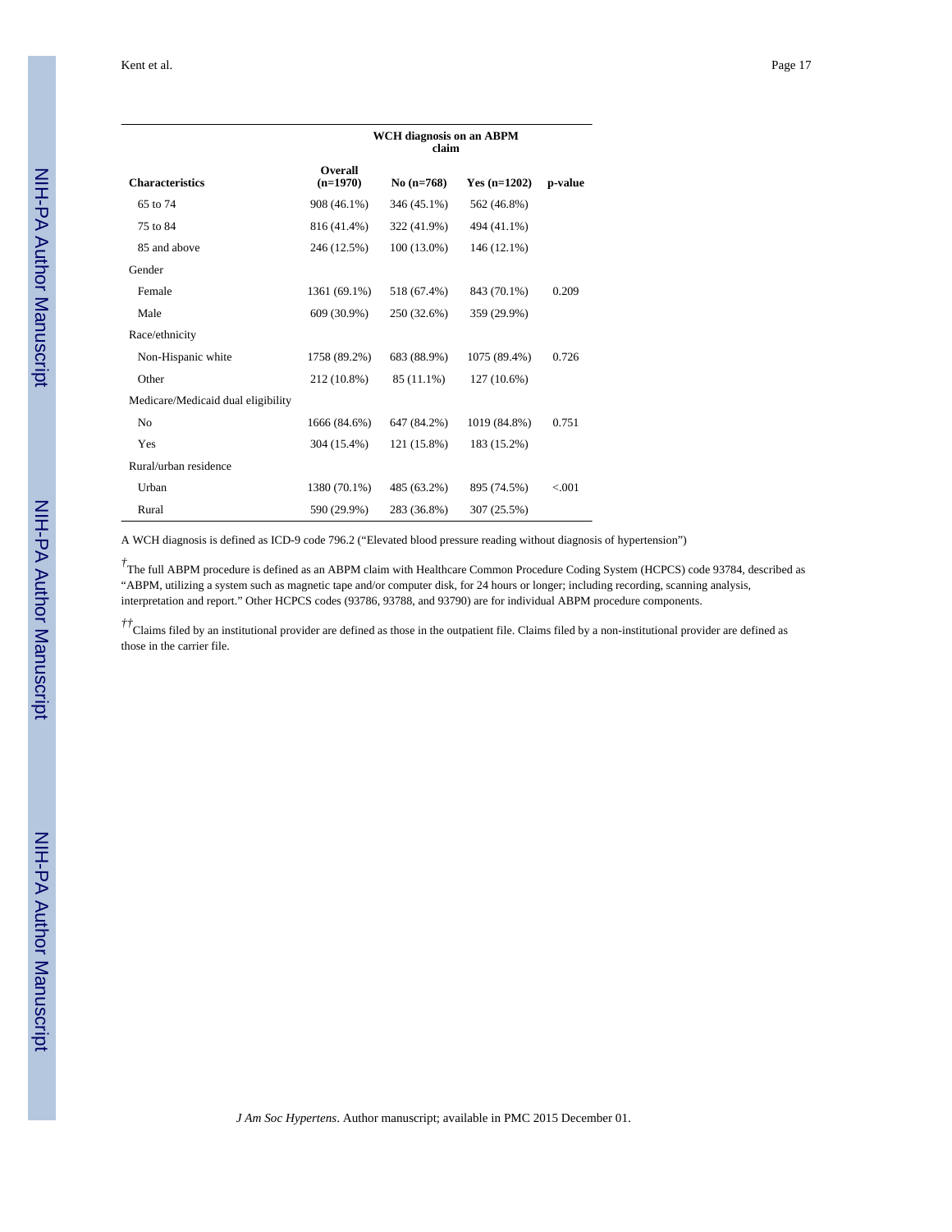| Characteristics | Overall (n=1970) | WCH diagnosis on an ABPM claim | | p-value |
|---|---|---|---|---|
| | | No (n=768) | Yes (n=1202) | |
| 65 to 74 | 908 (46.1%) | 346 (45.1%) | 562 (46.8%) | |
| 75 to 84 | 816 (41.4%) | 322 (41.9%) | 494 (41.1%) | |
| 85 and above | 246 (12.5%) | 100 (13.0%) | 146 (12.1%) | |
| Gender | | | | |
| Female | 1361 (69.1%) | 518 (67.4%) | 843 (70.1%) | 0.209 |
| Male | 609 (30.9%) | 250 (32.6%) | 359 (29.9%) | |
| Race/ethnicity | | | | |
| Non-Hispanic white | 1758 (89.2%) | 683 (88.9%) | 1075 (89.4%) | 0.726 |
| Other | 212 (10.8%) | 85 (11.1%) | 127 (10.6%) | |
| Medicare/Medicaid dual eligibility | | | | |
| No | 1666 (84.6%) | 647 (84.2%) | 1019 (84.8%) | 0.751 |
| Yes | 304 (15.4%) | 121 (15.8%) | 183 (15.2%) | |
| Rural/urban residence | | | | |
| Urban | 1380 (70.1%) | 485 (63.2%) | 895 (74.5%) | <.001 |
| Rural | 590 (29.9%) | 283 (36.8%) | 307 (25.5%) | |

A WCH diagnosis is defined as ICD-9 code 796.2 ("Elevated blood pressure reading without diagnosis of hypertension")

†The full ABPM procedure is defined as an ABPM claim with Healthcare Common Procedure Coding System (HCPCS) code 93784, described as "ABPM, utilizing a system such as magnetic tape and/or computer disk, for 24 hours or longer; including recording, scanning analysis, interpretation and report." Other HCPCS codes (93786, 93788, and 93790) are for individual ABPM procedure components.

††Claims filed by an institutional provider are defined as those in the outpatient file. Claims filed by a non-institutional provider are defined as those in the carrier file.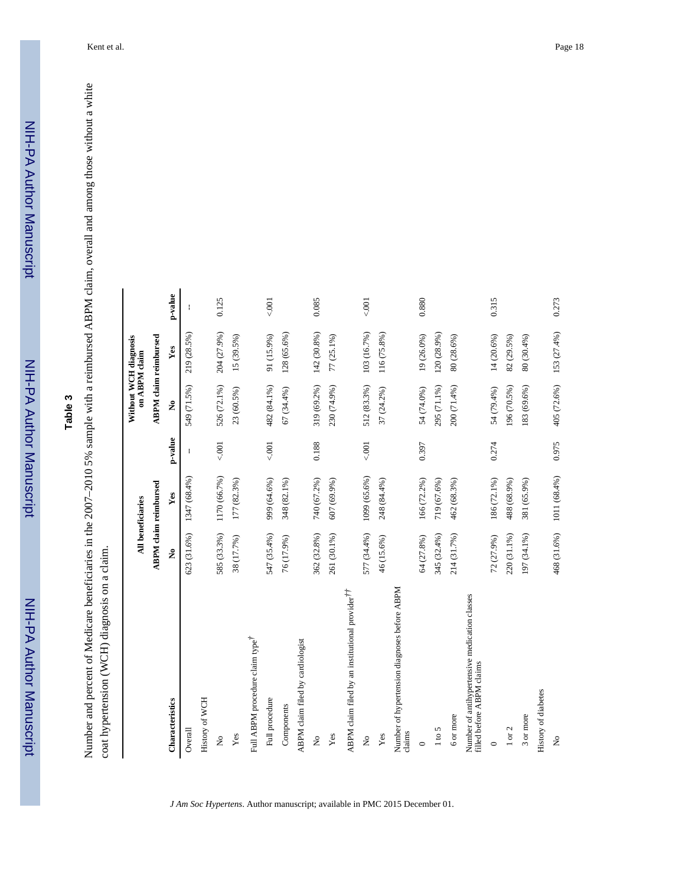## Table 3

Number and percent of Medicare beneficiaries in the 2007–2010 5% sample with a reimbursed ABPM claim, overall and among those without a white coat hypertension (WCH) diagnosis on a claim.

| Characteristics | All beneficiaries | | | Without WCH diagnosis on ABPM claim | | |
|---|---|---|---|---|---|---|
| | ABPM claim reimbursed | | | ABPM claim reimbursed | | |
| | No | Yes | p-value | No | Yes | p-value |
| Overall | 623 (31.6%) | 1347 (68.4%) | -- | 549 (71.5%) | 219 (28.5%) | -- |
| History of WCH | | | | | | |
| No | 585 (33.3%) | 1170 (66.7%) | <.001 | 526 (72.1%) | 204 (27.9%) | 0.125 |
| Yes | 38 (17.7%) | 177 (82.3%) | | 23 (60.5%) | 15 (39.5%) | |
| Full ABPM procedure claim type[†] | | | | | | |
| Full procedure | 547 (35.4%) | 999 (64.6%) | <.001 | 482 (84.1%) | 91 (15.9%) | <.001 |
| Components | 76 (17.9%) | 348 (82.1%) | | 67 (34.4%) | 128 (65.6%) | |
| ABPM claim filed by cardiologist | | | | | | |
| No | 362 (32.8%) | 740 (67.2%) | 0.188 | 319 (69.2%) | 142 (30.8%) | 0.085 |
| Yes | 261 (30.1%) | 607 (69.9%) | | 230 (74.9%) | 77 (25.1%) | |
| ABPM claim filed by an institutional provider[††] | | | | | | |
| No | 577 (34.4%) | 1099 (65.6%) | <.001 | 512 (83.3%) | 103 (16.7%) | <.001 |
| Yes | 46 (15.6%) | 248 (84.4%) | | 37 (24.2%) | 116 (75.8%) | |
| Number of hypertension diagnoses before ABPM claims | | | | | | |
| 0 | 64 (27.8%) | 166 (72.2%) | 0.397 | 54 (74.0%) | 19 (26.0%) | 0.880 |
| 1 to 5 | 345 (32.4%) | 719 (67.6%) | | 295 (71.1%) | 120 (28.9%) | |
| 6 or more | 214 (31.7%) | 462 (68.3%) | | 200 (71.4%) | 80 (28.6%) | |
| Number of antihypertensive medication classes filled before ABPM claims | | | | | | |
| 0 | 72 (27.9%) | 186 (72.1%) | 0.274 | 54 (79.4%) | 14 (20.6%) | 0.315 |
| 1 or 2 | 220 (31.1%) | 488 (68.9%) | | 196 (70.5%) | 82 (29.5%) | |
| 3 or more | 197 (34.1%) | 381 (65.9%) | | 183 (69.6%) | 80 (30.4%) | |
| History of diabetes | | | | | | |
| No | 468 (31.6%) | 1011 (68.4%) | 0.975 | 405 (72.6%) | 153 (27.4%) | 0.273 |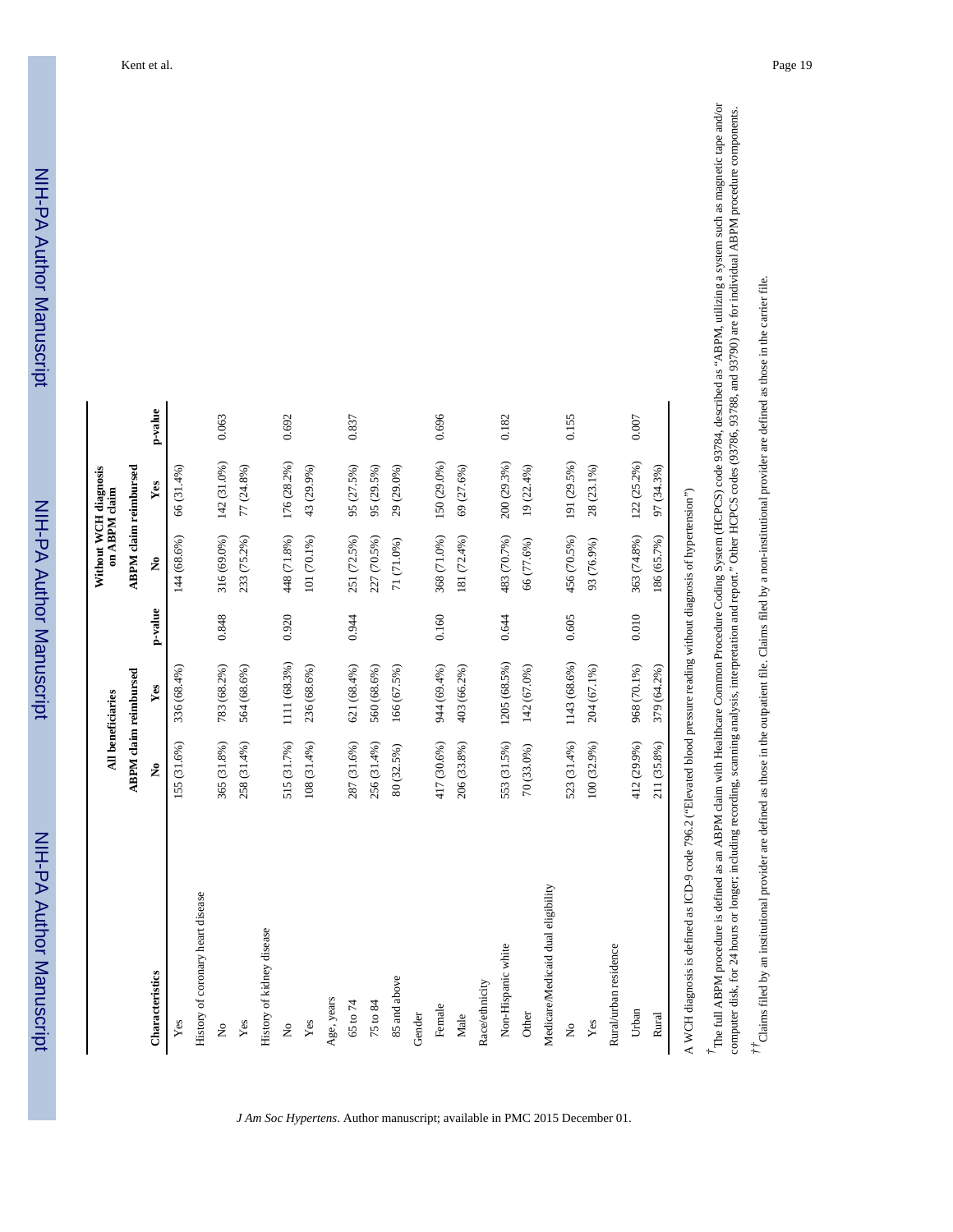| Characteristics | All beneficiaries | | | Without WCH diagnosis on ABPM claim | | |
|---|---|---|---|---|---|---|
| | ABPM claim reimbursed | | | ABPM claim reimbursed | | |
| | No | Yes | p-value | No | Yes | p-value |
| Yes | 155 (31.6%) | 336 (68.4%) | | 144 (68.6%) | 66 (31.4%) | |
| History of coronary heart disease | | | | | | |
| No | 365 (31.8%) | 783 (68.2%) | 0.848 | 316 (69.0%) | 142 (31.0%) | 0.063 |
| Yes | 258 (31.4%) | 564 (68.6%) | | 233 (75.2%) | 77 (24.8%) | |
| History of kidney disease | | | | | | |
| No | 515 (31.7%) | 1111 (68.3%) | 0.920 | 448 (71.8%) | 176 (28.2%) | 0.692 |
| Yes | 108 (31.4%) | 236 (68.6%) | | 101 (70.1%) | 43 (29.9%) | |
| Age, years | | | | | | |
| 65 to 74 | 287 (31.6%) | 621 (68.4%) | 0.944 | 251 (72.5%) | 95 (27.5%) | 0.837 |
| 75 to 84 | 256 (31.4%) | 560 (68.6%) | | 227 (70.5%) | 95 (29.5%) | |
| 85 and above | 80 (32.5%) | 166 (67.5%) | | 71 (71.0%) | 29 (29.0%) | |
| Gender | | | | | | |
| Female | 417 (30.6%) | 944 (69.4%) | 0.160 | 368 (71.0%) | 150 (29.0%) | 0.696 |
| Male | 206 (33.8%) | 403 (66.2%) | | 181 (72.4%) | 69 (27.6%) | |
| Race/ethnicity | | | | | | |
| Non-Hispanic white | 553 (31.5%) | 1205 (68.5%) | 0.644 | 483 (70.7%) | 200 (29.3%) | 0.182 |
| Other | 70 (33.0%) | 142 (67.0%) | | 66 (77.6%) | 19 (22.4%) | |
| Medicare/Medicaid dual eligibility | | | | | | |
| No | 523 (31.4%) | 1143 (68.6%) | 0.605 | 456 (70.5%) | 191 (29.5%) | 0.155 |
| Yes | 100 (32.9%) | 204 (67.1%) | | 93 (76.9%) | 28 (23.1%) | |
| Rural/urban residence | | | | | | |
| Urban | 412 (29.9%) | 968 (70.1%) | 0.010 | 363 (74.8%) | 122 (25.2%) | 0.007 |
| Rural | 211 (35.8%) | 379 (64.2%) | | 186 (65.7%) | 97 (34.3%) | |

A WCH diagnosis is defined as ICD-9 code 796.2 ("Elevated blood pressure reading without diagnosis of hypertension")

† The full ABPM procedure is defined as an ABPM claim with Healthcare Common Procedure Coding System (HCPCS) code 93784, described as "ABPM, utilizing a system such as magnetic tape and/or computer disk, for 24 hours or longer; including recording, scanning analysis, interpretation and report." Other HCPCS codes (93786, 93788, and 93790) are for individual ABPM procedure components.

†† Claims filed by an institutional provider are defined as those in the outpatient file. Claims filed by a non-institutional provider are defined as those in the carrier file.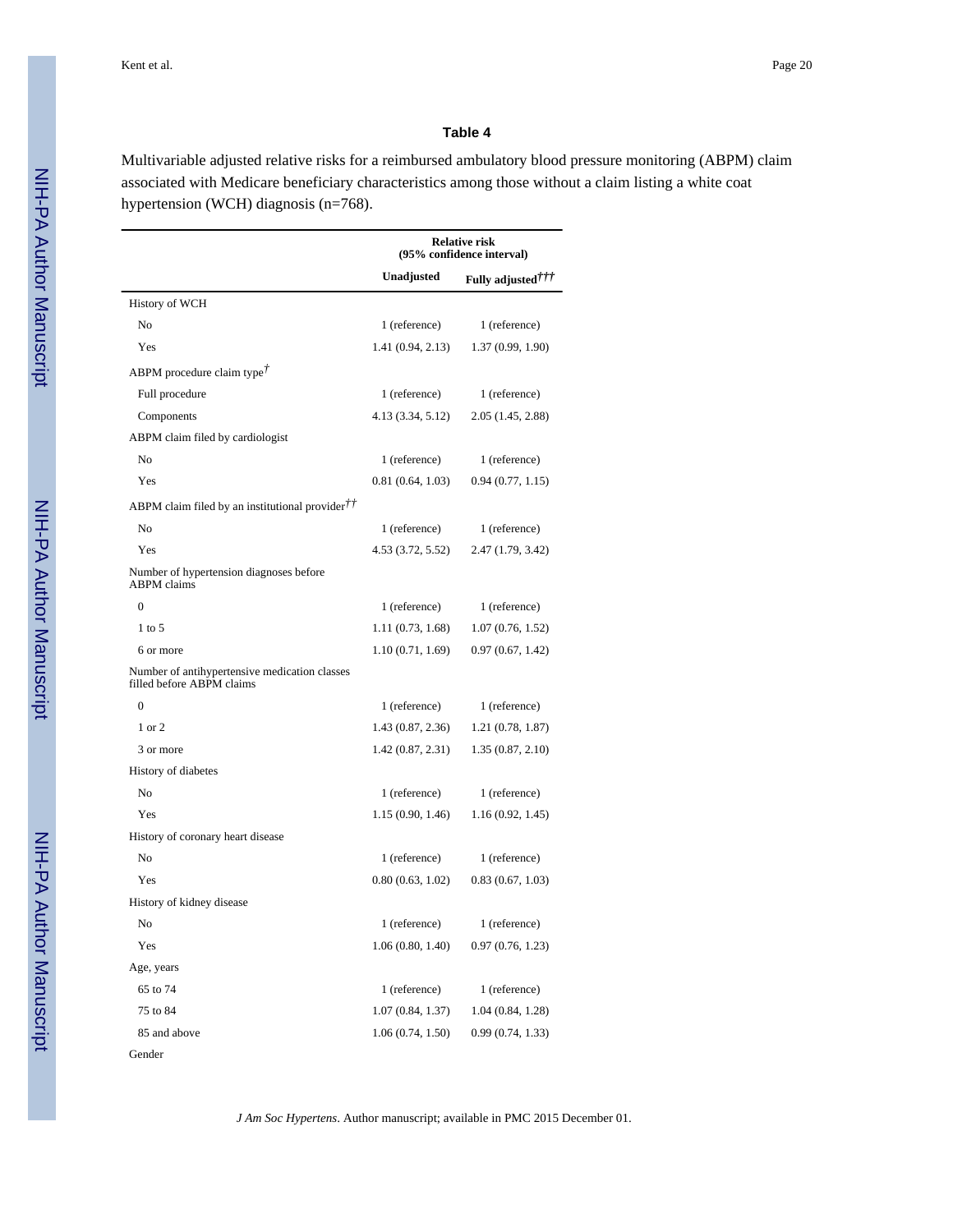**Table 4**

Multivariable adjusted relative risks for a reimbursed ambulatory blood pressure monitoring (ABPM) claim associated with Medicare beneficiary characteristics among those without a claim listing a white coat hypertension (WCH) diagnosis (n=768).

| | Relative risk (95% confidence interval) | |
|---|---|---|
| | Unadjusted | Fully adjusted††† |
| History of WCH | | |
| No | 1 (reference) | 1 (reference) |
| Yes | 1.41 (0.94, 2.13) | 1.37 (0.99, 1.90) |
| ABPM procedure claim type† | | |
| Full procedure | 1 (reference) | 1 (reference) |
| Components | 4.13 (3.34, 5.12) | 2.05 (1.45, 2.88) |
| ABPM claim filed by cardiologist | | |
| No | 1 (reference) | 1 (reference) |
| Yes | 0.81 (0.64, 1.03) | 0.94 (0.77, 1.15) |
| ABPM claim filed by an institutional provider†† | | |
| No | 1 (reference) | 1 (reference) |
| Yes | 4.53 (3.72, 5.52) | 2.47 (1.79, 3.42) |
| Number of hypertension diagnoses before ABPM claims | | |
| 0 | 1 (reference) | 1 (reference) |
| 1 to 5 | 1.11 (0.73, 1.68) | 1.07 (0.76, 1.52) |
| 6 or more | 1.10 (0.71, 1.69) | 0.97 (0.67, 1.42) |
| Number of antihypertensive medication classes filled before ABPM claims | | |
| 0 | 1 (reference) | 1 (reference) |
| 1 or 2 | 1.43 (0.87, 2.36) | 1.21 (0.78, 1.87) |
| 3 or more | 1.42 (0.87, 2.31) | 1.35 (0.87, 2.10) |
| History of diabetes | | |
| No | 1 (reference) | 1 (reference) |
| Yes | 1.15 (0.90, 1.46) | 1.16 (0.92, 1.45) |
| History of coronary heart disease | | |
| No | 1 (reference) | 1 (reference) |
| Yes | 0.80 (0.63, 1.02) | 0.83 (0.67, 1.03) |
| History of kidney disease | | |
| No | 1 (reference) | 1 (reference) |
| Yes | 1.06 (0.80, 1.40) | 0.97 (0.76, 1.23) |
| Age, years | | |
| 65 to 74 | 1 (reference) | 1 (reference) |
| 75 to 84 | 1.07 (0.84, 1.37) | 1.04 (0.84, 1.28) |
| 85 and above | 1.06 (0.74, 1.50) | 0.99 (0.74, 1.33) |
| Gender | | |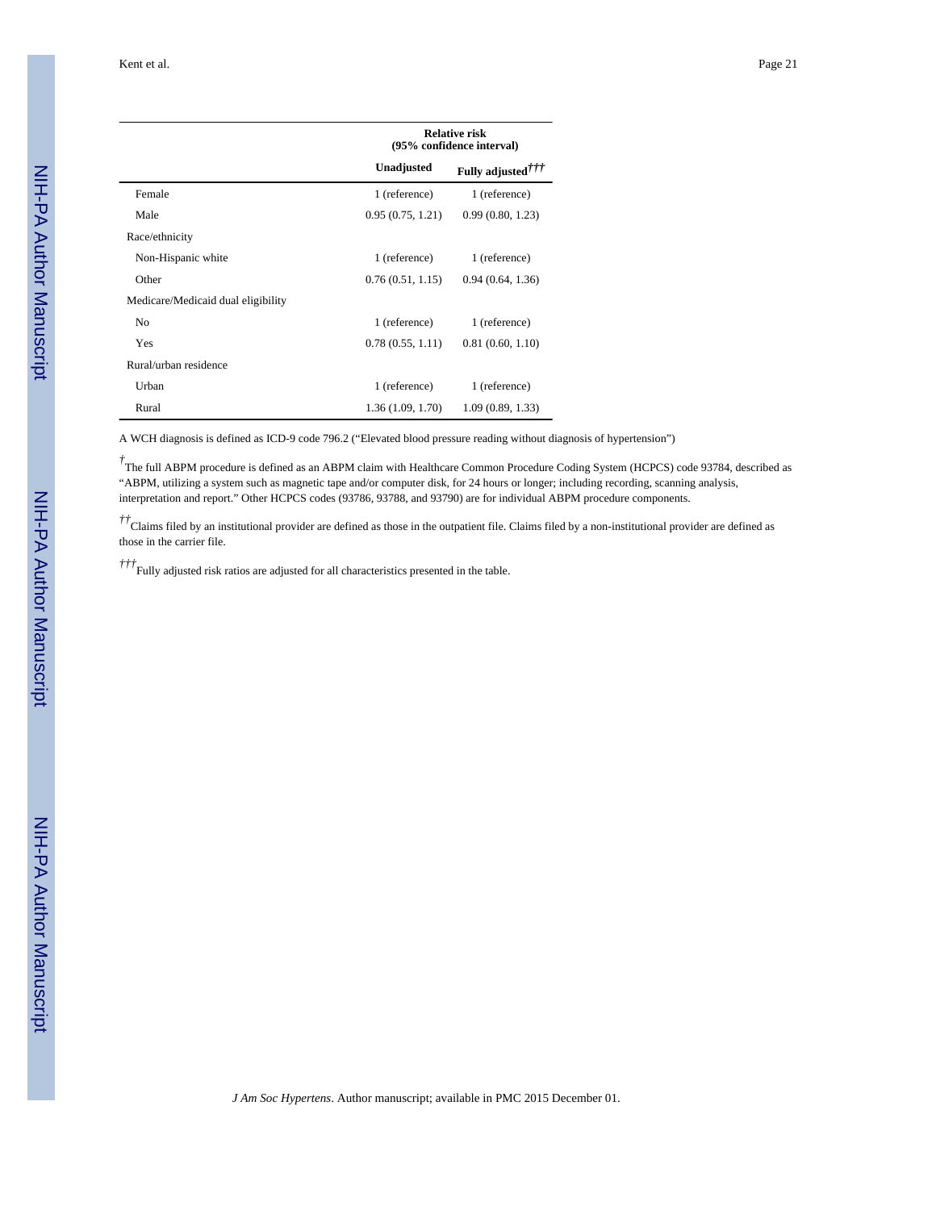| | Relative risk (95% confidence interval) | |
|---|---|---|
| | Unadjusted | Fully adjusted††† |
| Female | 1 (reference) | 1 (reference) |
| Male | 0.95 (0.75, 1.21) | 0.99 (0.80, 1.23) |
| Race/ethnicity | | |
| Non-Hispanic white | 1 (reference) | 1 (reference) |
| Other | 0.76 (0.51, 1.15) | 0.94 (0.64, 1.36) |
| Medicare/Medicaid dual eligibility | | |
| No | 1 (reference) | 1 (reference) |
| Yes | 0.78 (0.55, 1.11) | 0.81 (0.60, 1.10) |
| Rural/urban residence | | |
| Urban | 1 (reference) | 1 (reference) |
| Rural | 1.36 (1.09, 1.70) | 1.09 (0.89, 1.33) |

A WCH diagnosis is defined as ICD-9 code 796.2 ("Elevated blood pressure reading without diagnosis of hypertension")

† The full ABPM procedure is defined as an ABPM claim with Healthcare Common Procedure Coding System (HCPCS) code 93784, described as "ABPM, utilizing a system such as magnetic tape and/or computer disk, for 24 hours or longer; including recording, scanning analysis, interpretation and report." Other HCPCS codes (93786, 93788, and 93790) are for individual ABPM procedure components.

†† Claims filed by an institutional provider are defined as those in the outpatient file. Claims filed by a non-institutional provider are defined as those in the carrier file.

††† Fully adjusted risk ratios are adjusted for all characteristics presented in the table.